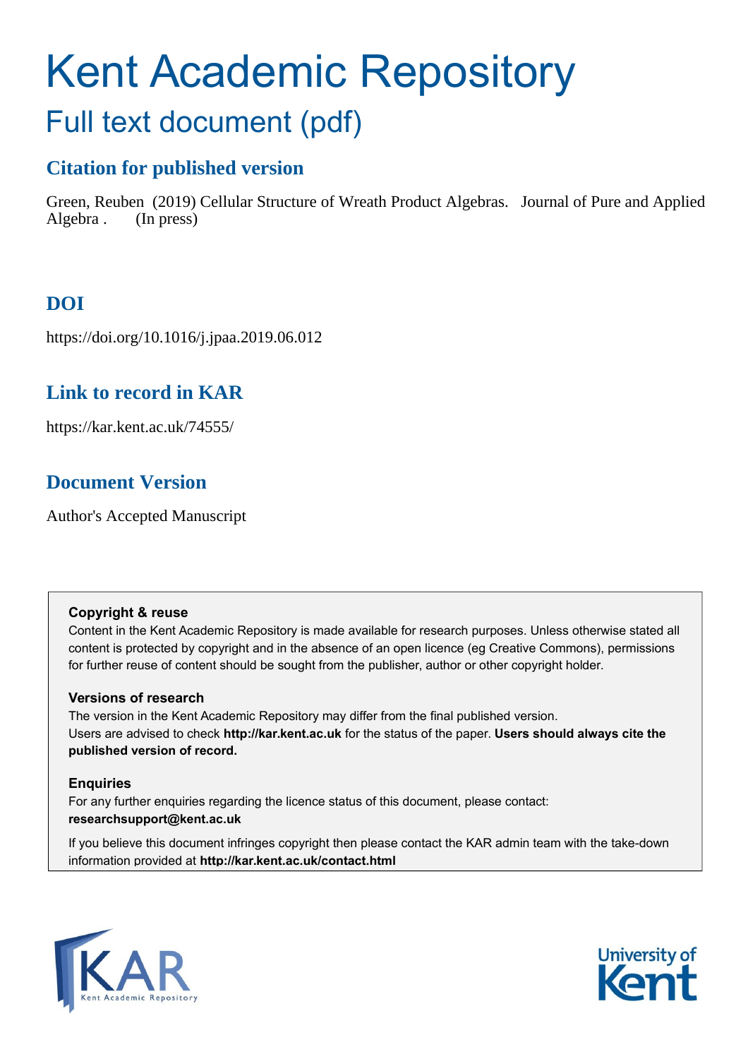# Kent Academic Repository

## Full text document (pdf)

### Citation for published version

Green, Reuben (2019) Cellular Structure of Wreath Product Algebras. Journal of Pure and Applied Algebra . (In press)

### DOI

https://doi.org/10.1016/j.jpaa.2019.06.012

### Link to record in KAR

https://kar.kent.ac.uk/74555/

### Document Version

Author's Accepted Manuscript

**Copyright & reuse**

Content in the Kent Academic Repository is made available for research purposes. Unless otherwise stated all content is protected by copyright and in the absence of an open licence (eg Creative Commons), permissions for further reuse of content should be sought from the publisher, author or other copyright holder.

**Versions of research**

The version in the Kent Academic Repository may differ from the final published version.
Users are advised to check **http://kar.kent.ac.uk** for the status of the paper. **Users should always cite the published version of record.**

**Enquiries**

For any further enquiries regarding the licence status of this document, please contact:
**researchsupport@kent.ac.uk**

If you believe this document infringes copyright then please contact the KAR admin team with the take-down information provided at **http://kar.kent.ac.uk/contact.html**

KAR Kent Academic Repository

University of Kent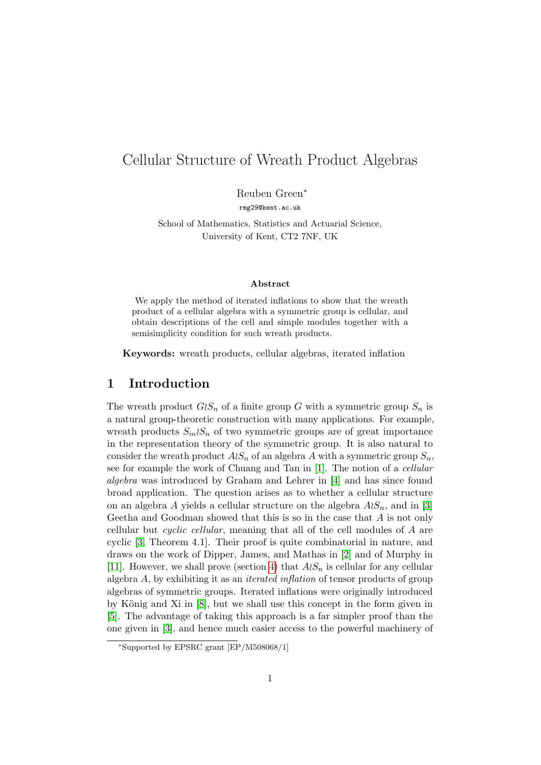# Cellular Structure of Wreath Product Algebras

Reuben Green*

rmg29@kent.ac.uk

School of Mathematics, Statistics and Actuarial Science,
University of Kent, CT2 7NF, UK

### Abstract

We apply the method of iterated inflations to show that the wreath product of a cellular algebra with a symmetric group is cellular, and obtain descriptions of the cell and simple modules together with a semisimplicity condition for such wreath products.

**Keywords:** wreath products, cellular algebras, iterated inflation

## 1 Introduction

The wreath product $G \wr S_n$ of a finite group $G$ with a symmetric group $S_n$ is a natural group-theoretic construction with many applications. For example, wreath products $S_m \wr S_n$ of two symmetric groups are of great importance in the representation theory of the symmetric group. It is also natural to consider the wreath product $A \wr S_n$ of an algebra $A$ with a symmetric group $S_n$, see for example the work of Chuang and Tan in [1]. The notion of a *cellular algebra* was introduced by Graham and Lehrer in [4] and has since found broad application. The question arises as to whether a cellular structure on an algebra $A$ yields a cellular structure on the algebra $A \wr S_n$, and in [3] Geetha and Goodman showed that this is so in the case that $A$ is not only cellular but *cyclic cellular*, meaning that all of the cell modules of $A$ are cyclic [3, Theorem 4.1]. Their proof is quite combinatorial in nature, and draws on the work of Dipper, James, and Mathas in [2] and of Murphy in [11]. However, we shall prove (section 4) that $A \wr S_n$ is cellular for any cellular algebra $A$, by exhibiting it as an *iterated inflation* of tensor products of group algebras of symmetric groups. Iterated inflations were originally introduced by König and Xi in [8], but we shall use this concept in the form given in [5]. The advantage of taking this approach is a far simpler proof than the one given in [3], and hence much easier access to the powerful machinery of

*Supported by EPSRC grant [EP/M508068/1]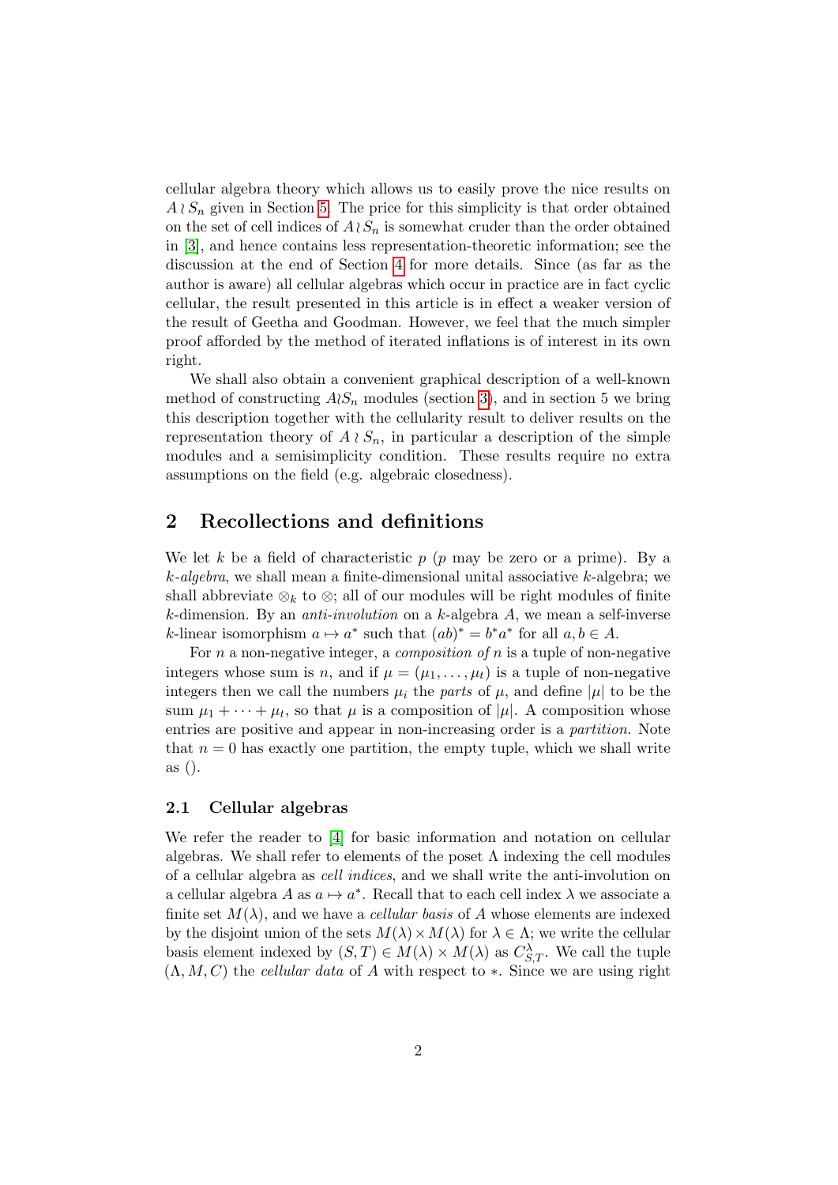cellular algebra theory which allows us to easily prove the nice results on $A \wr S_n$ given in Section 5. The price for this simplicity is that order obtained on the set of cell indices of $A \wr S_n$ is somewhat cruder than the order obtained in [3], and hence contains less representation-theoretic information; see the discussion at the end of Section 4 for more details. Since (as far as the author is aware) all cellular algebras which occur in practice are in fact cyclic cellular, the result presented in this article is in effect a weaker version of the result of Geetha and Goodman. However, we feel that the much simpler proof afforded by the method of iterated inflations is of interest in its own right.

We shall also obtain a convenient graphical description of a well-known method of constructing $A \wr S_n$ modules (section 3), and in section 5 we bring this description together with the cellularity result to deliver results on the representation theory of $A \wr S_n$, in particular a description of the simple modules and a semisimplicity condition. These results require no extra assumptions on the field (e.g. algebraic closedness).

## 2 Recollections and definitions

We let $k$ be a field of characteristic $p$ ($p$ may be zero or a prime). By a *$k$-algebra*, we shall mean a finite-dimensional unital associative $k$-algebra; we shall abbreviate $\otimes_k$ to $\otimes$; all of our modules will be right modules of finite $k$-dimension. By an *anti-involution* on a $k$-algebra $A$, we mean a self-inverse $k$-linear isomorphism $a \mapsto a^*$ such that $(ab)^* = b^* a^*$ for all $a, b \in A$.

For $n$ a non-negative integer, a *composition of* $n$ is a tuple of non-negative integers whose sum is $n$, and if $\mu = (\mu_1, \ldots, \mu_t)$ is a tuple of non-negative integers then we call the numbers $\mu_i$ the *parts* of $\mu$, and define $|\mu|$ to be the sum $\mu_1 + \cdots + \mu_t$, so that $\mu$ is a composition of $|\mu|$. A composition whose entries are positive and appear in non-increasing order is a *partition*. Note that $n = 0$ has exactly one partition, the empty tuple, which we shall write as $()$.

### 2.1 Cellular algebras

We refer the reader to [4] for basic information and notation on cellular algebras. We shall refer to elements of the poset $\Lambda$ indexing the cell modules of a cellular algebra as *cell indices*, and we shall write the anti-involution on a cellular algebra $A$ as $a \mapsto a^*$. Recall that to each cell index $\lambda$ we associate a finite set $M(\lambda)$, and we have a *cellular basis* of $A$ whose elements are indexed by the disjoint union of the sets $M(\lambda) \times M(\lambda)$ for $\lambda \in \Lambda$; we write the cellular basis element indexed by $(S, T) \in M(\lambda) \times M(\lambda)$ as $C^\lambda_{S,T}$. We call the tuple $(\Lambda, M, C)$ the *cellular data* of $A$ with respect to $*$. Since we are using right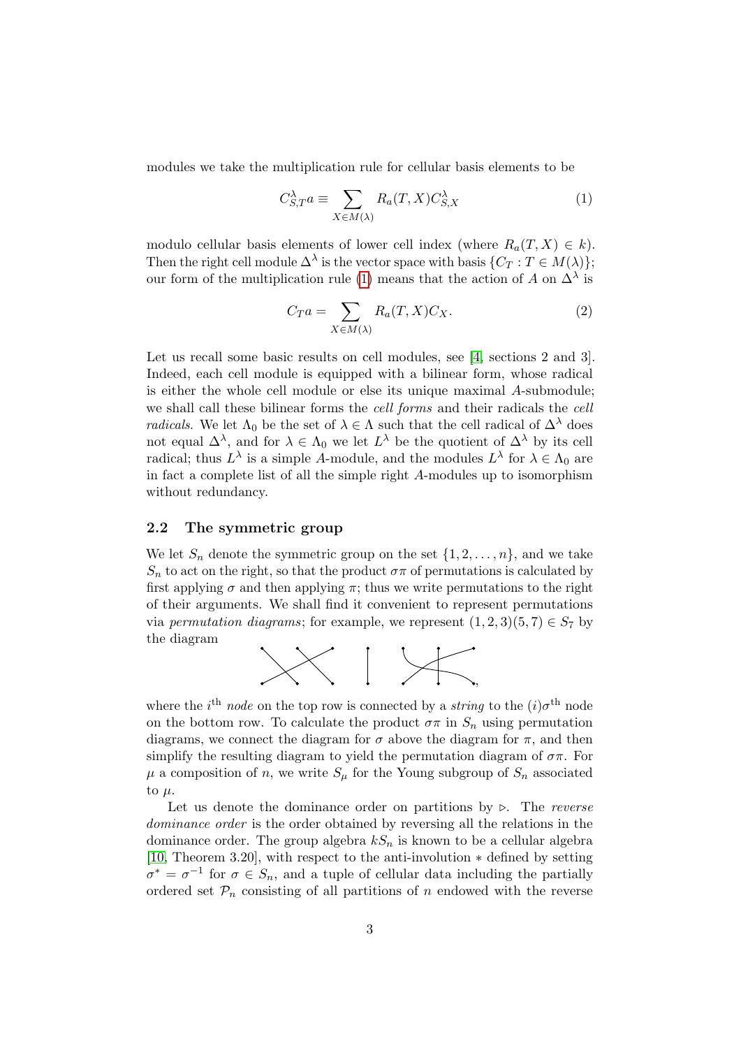modules we take the multiplication rule for cellular basis elements to be

$$C^{\lambda}_{S,T} a \equiv \sum_{X \in M(\lambda)} R_a(T, X) C^{\lambda}_{S,X} \tag{1}$$

modulo cellular basis elements of lower cell index (where $R_a(T, X) \in k$). Then the right cell module $\Delta^{\lambda}$ is the vector space with basis $\{C_T : T \in M(\lambda)\}$; our form of the multiplication rule (1) means that the action of $A$ on $\Delta^{\lambda}$ is

$$C_T a = \sum_{X \in M(\lambda)} R_a(T, X) C_X. \tag{2}$$

Let us recall some basic results on cell modules, see [4, sections 2 and 3]. Indeed, each cell module is equipped with a bilinear form, whose radical is either the whole cell module or else its unique maximal $A$-submodule; we shall call these bilinear forms the *cell forms* and their radicals the *cell radicals*. We let $\Lambda_0$ be the set of $\lambda \in \Lambda$ such that the cell radical of $\Delta^{\lambda}$ does not equal $\Delta^{\lambda}$, and for $\lambda \in \Lambda_0$ we let $L^{\lambda}$ be the quotient of $\Delta^{\lambda}$ by its cell radical; thus $L^{\lambda}$ is a simple $A$-module, and the modules $L^{\lambda}$ for $\lambda \in \Lambda_0$ are in fact a complete list of all the simple right $A$-modules up to isomorphism without redundancy.

### 2.2 The symmetric group

We let $S_n$ denote the symmetric group on the set $\{1, 2, \ldots, n\}$, and we take $S_n$ to act on the right, so that the product $\sigma\pi$ of permutations is calculated by first applying $\sigma$ and then applying $\pi$; thus we write permutations to the right of their arguments. We shall find it convenient to represent permutations via *permutation diagrams*; for example, we represent $(1, 2, 3)(5, 7) \in S_7$ by the diagram

where the $i^{\text{th}}$ *node* on the top row is connected by a *string* to the $(i)\sigma^{\text{th}}$ node on the bottom row. To calculate the product $\sigma\pi$ in $S_n$ using permutation diagrams, we connect the diagram for $\sigma$ above the diagram for $\pi$, and then simplify the resulting diagram to yield the permutation diagram of $\sigma\pi$. For $\mu$ a composition of $n$, we write $S_{\mu}$ for the Young subgroup of $S_n$ associated to $\mu$.

Let us denote the dominance order on partitions by $\triangleright$. The *reverse dominance order* is the order obtained by reversing all the relations in the dominance order. The group algebra $kS_n$ is known to be a cellular algebra [10, Theorem 3.20], with respect to the anti-involution $*$ defined by setting $\sigma^* = \sigma^{-1}$ for $\sigma \in S_n$, and a tuple of cellular data including the partially ordered set $\mathcal{P}_n$ consisting of all partitions of $n$ endowed with the reverse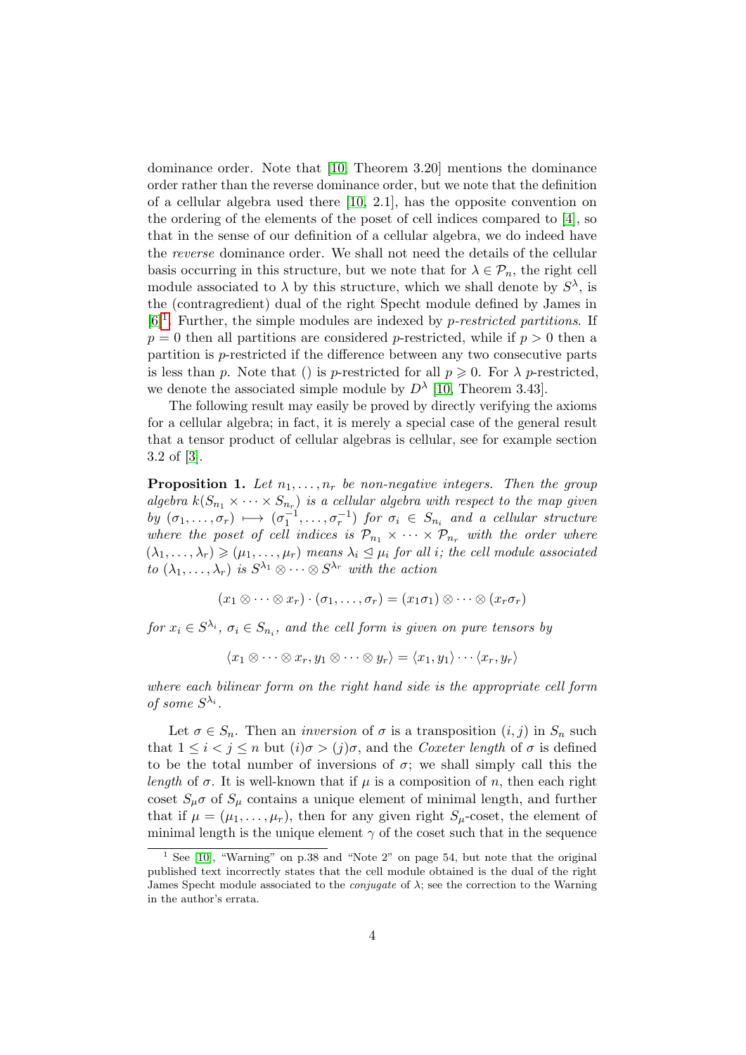dominance order. Note that [10, Theorem 3.20] mentions the dominance order rather than the reverse dominance order, but we note that the definition of a cellular algebra used there [10, 2.1], has the opposite convention on the ordering of the elements of the poset of cell indices compared to [4], so that in the sense of our definition of a cellular algebra, we do indeed have the *reverse* dominance order. We shall not need the details of the cellular basis occurring in this structure, but we note that for $\lambda \in \mathcal{P}_n$, the right cell module associated to $\lambda$ by this structure, which we shall denote by $S^\lambda$, is the (contragredient) dual of the right Specht module defined by James in [6][1]. Further, the simple modules are indexed by *p-restricted partitions*. If $p = 0$ then all partitions are considered $p$-restricted, while if $p > 0$ then a partition is $p$-restricted if the difference between any two consecutive parts is less than $p$. Note that () is $p$-restricted for all $p \geqslant 0$. For $\lambda$ $p$-restricted, we denote the associated simple module by $D^\lambda$ [10, Theorem 3.43].

The following result may easily be proved by directly verifying the axioms for a cellular algebra; in fact, it is merely a special case of the general result that a tensor product of cellular algebras is cellular, see for example section 3.2 of [3].

**Proposition 1.** *Let $n_1, \ldots, n_r$ be non-negative integers. Then the group algebra $k(S_{n_1} \times \cdots \times S_{n_r})$ is a cellular algebra with respect to the map given by $(\sigma_1, \ldots, \sigma_r) \longmapsto (\sigma_1^{-1}, \ldots, \sigma_r^{-1})$ for $\sigma_i \in S_{n_i}$ and a cellular structure where the poset of cell indices is $\mathcal{P}_{n_1} \times \cdots \times \mathcal{P}_{n_r}$ with the order where $(\lambda_1, \ldots, \lambda_r) \geqslant (\mu_1, \ldots, \mu_r)$ means $\lambda_i \trianglelefteq \mu_i$ for all $i$; the cell module associated to $(\lambda_1, \ldots, \lambda_r)$ is $S^{\lambda_1} \otimes \cdots \otimes S^{\lambda_r}$ with the action*

$$(x_1 \otimes \cdots \otimes x_r) \cdot (\sigma_1, \ldots, \sigma_r) = (x_1\sigma_1) \otimes \cdots \otimes (x_r\sigma_r)$$

*for $x_i \in S^{\lambda_i}$, $\sigma_i \in S_{n_i}$, and the cell form is given on pure tensors by*

$$\langle x_1 \otimes \cdots \otimes x_r, y_1 \otimes \cdots \otimes y_r \rangle = \langle x_1, y_1 \rangle \cdots \langle x_r, y_r \rangle$$

*where each bilinear form on the right hand side is the appropriate cell form of some $S^{\lambda_i}$.*

Let $\sigma \in S_n$. Then an *inversion* of $\sigma$ is a transposition $(i, j)$ in $S_n$ such that $1 \leq i < j \leq n$ but $(i)\sigma > (j)\sigma$, and the *Coxeter length* of $\sigma$ is defined to be the total number of inversions of $\sigma$; we shall simply call this the *length* of $\sigma$. It is well-known that if $\mu$ is a composition of $n$, then each right coset $S_\mu\sigma$ of $S_\mu$ contains a unique element of minimal length, and further that if $\mu = (\mu_1, \ldots, \mu_r)$, then for any given right $S_\mu$-coset, the element of minimal length is the unique element $\gamma$ of the coset such that in the sequence

[1] See [10], "Warning" on p.38 and "Note 2" on page 54, but note that the original published text incorrectly states that the cell module obtained is the dual of the right James Specht module associated to the *conjugate* of $\lambda$; see the correction to the Warning in the author's errata.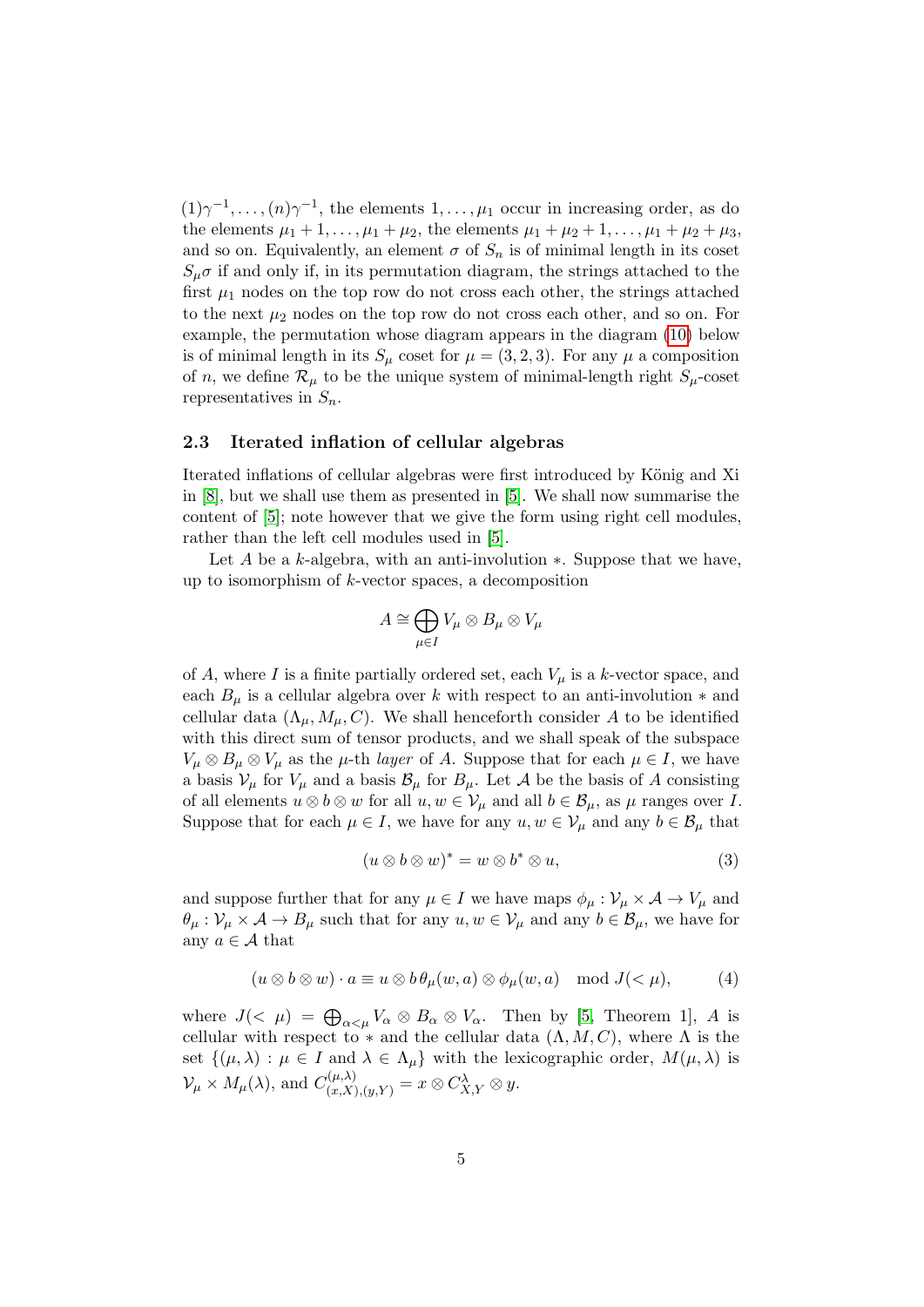$(1)\gamma^{-1}, \ldots, (n)\gamma^{-1}$, the elements $1, \ldots, \mu_1$ occur in increasing order, as do the elements $\mu_1 + 1, \ldots, \mu_1 + \mu_2$, the elements $\mu_1 + \mu_2 + 1, \ldots, \mu_1 + \mu_2 + \mu_3$, and so on. Equivalently, an element $\sigma$ of $S_n$ is of minimal length in its coset $S_\mu \sigma$ if and only if, in its permutation diagram, the strings attached to the first $\mu_1$ nodes on the top row do not cross each other, the strings attached to the next $\mu_2$ nodes on the top row do not cross each other, and so on. For example, the permutation whose diagram appears in the diagram (10) below is of minimal length in its $S_\mu$ coset for $\mu = (3, 2, 3)$. For any $\mu$ a composition of $n$, we define $\mathcal{R}_\mu$ to be the unique system of minimal-length right $S_\mu$-coset representatives in $S_n$.

### 2.3 Iterated inflation of cellular algebras

Iterated inflations of cellular algebras were first introduced by König and Xi in [8], but we shall use them as presented in [5]. We shall now summarise the content of [5]; note however that we give the form using right cell modules, rather than the left cell modules used in [5].

Let $A$ be a $k$-algebra, with an anti-involution $*$. Suppose that we have, up to isomorphism of $k$-vector spaces, a decomposition

$$A \cong \bigoplus_{\mu \in I} V_\mu \otimes B_\mu \otimes V_\mu$$

of $A$, where $I$ is a finite partially ordered set, each $V_\mu$ is a $k$-vector space, and each $B_\mu$ is a cellular algebra over $k$ with respect to an anti-involution $*$ and cellular data $(\Lambda_\mu, M_\mu, C)$. We shall henceforth consider $A$ to be identified with this direct sum of tensor products, and we shall speak of the subspace $V_\mu \otimes B_\mu \otimes V_\mu$ as the $\mu$-th *layer* of $A$. Suppose that for each $\mu \in I$, we have a basis $\mathcal{V}_\mu$ for $V_\mu$ and a basis $\mathcal{B}_\mu$ for $B_\mu$. Let $\mathcal{A}$ be the basis of $A$ consisting of all elements $u \otimes b \otimes w$ for all $u, w \in \mathcal{V}_\mu$ and all $b \in \mathcal{B}_\mu$, as $\mu$ ranges over $I$. Suppose that for each $\mu \in I$, we have for any $u, w \in \mathcal{V}_\mu$ and any $b \in \mathcal{B}_\mu$ that

$$(u \otimes b \otimes w)^* = w \otimes b^* \otimes u, \tag{3}$$

and suppose further that for any $\mu \in I$ we have maps $\phi_\mu : \mathcal{V}_\mu \times \mathcal{A} \to V_\mu$ and $\theta_\mu : \mathcal{V}_\mu \times \mathcal{A} \to B_\mu$ such that for any $u, w \in \mathcal{V}_\mu$ and any $b \in \mathcal{B}_\mu$, we have for any $a \in \mathcal{A}$ that

$$(u \otimes b \otimes w) \cdot a \equiv u \otimes b\, \theta_\mu(w, a) \otimes \phi_\mu(w, a) \mod J(< \mu), \tag{4}$$

where $J(< \mu) = \bigoplus_{\alpha < \mu} V_\alpha \otimes B_\alpha \otimes V_\alpha$. Then by [5, Theorem 1], $A$ is cellular with respect to $*$ and the cellular data $(\Lambda, M, C)$, where $\Lambda$ is the set $\{(\mu, \lambda) : \mu \in I \text{ and } \lambda \in \Lambda_\mu\}$ with the lexicographic order, $M(\mu, \lambda)$ is $\mathcal{V}_\mu \times M_\mu(\lambda)$, and $C^{(\mu,\lambda)}_{(x,X),(y,Y)} = x \otimes C^\lambda_{X,Y} \otimes y$.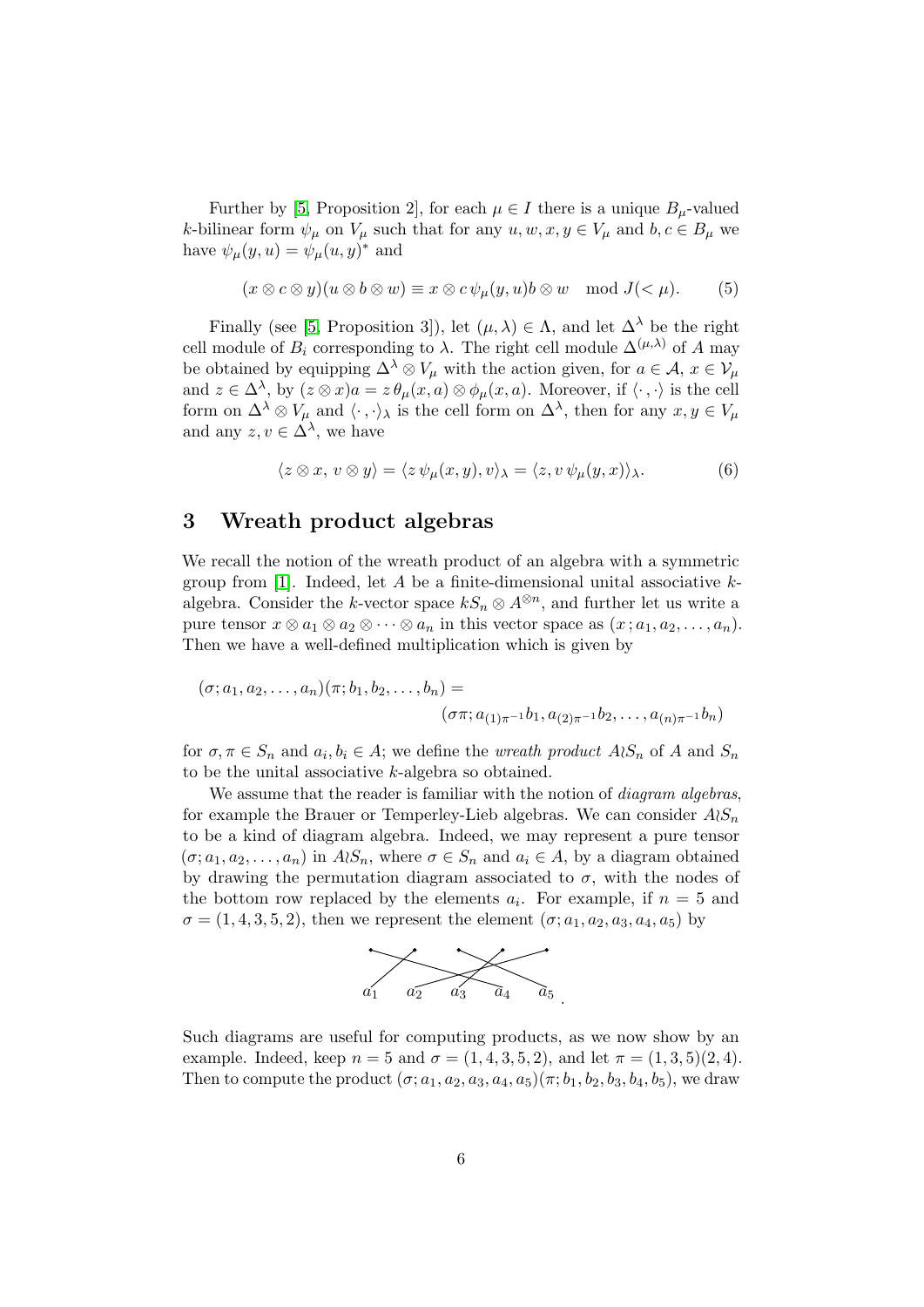Further by [5, Proposition 2], for each $\mu \in I$ there is a unique $B_\mu$-valued $k$-bilinear form $\psi_\mu$ on $V_\mu$ such that for any $u, w, x, y \in V_\mu$ and $b, c \in B_\mu$ we have $\psi_\mu(y, u) = \psi_\mu(u, y)^*$ and

$$(x \otimes c \otimes y)(u \otimes b \otimes w) \equiv x \otimes c\, \psi_\mu(y, u) b \otimes w \mod J(< \mu). \tag{5}$$

Finally (see [5, Proposition 3]), let $(\mu, \lambda) \in \Lambda$, and let $\Delta^\lambda$ be the right cell module of $B_i$ corresponding to $\lambda$. The right cell module $\Delta^{(\mu,\lambda)}$ of $A$ may be obtained by equipping $\Delta^\lambda \otimes V_\mu$ with the action given, for $a \in \mathcal{A}$, $x \in \mathcal{V}_\mu$ and $z \in \Delta^\lambda$, by $(z \otimes x)a = z\, \theta_\mu(x, a) \otimes \phi_\mu(x, a)$. Moreover, if $\langle \cdot, \cdot \rangle$ is the cell form on $\Delta^\lambda \otimes V_\mu$ and $\langle \cdot, \cdot \rangle_\lambda$ is the cell form on $\Delta^\lambda$, then for any $x, y \in V_\mu$ and any $z, v \in \Delta^\lambda$, we have

$$\langle z \otimes x,\, v \otimes y \rangle = \langle z\, \psi_\mu(x, y), v \rangle_\lambda = \langle z, v\, \psi_\mu(y, x) \rangle_\lambda. \tag{6}$$

## 3 Wreath product algebras

We recall the notion of the wreath product of an algebra with a symmetric group from [1]. Indeed, let $A$ be a finite-dimensional unital associative $k$-algebra. Consider the $k$-vector space $kS_n \otimes A^{\otimes n}$, and further let us write a pure tensor $x \otimes a_1 \otimes a_2 \otimes \cdots \otimes a_n$ in this vector space as $(x\,; a_1, a_2, \ldots, a_n)$. Then we have a well-defined multiplication which is given by

$$(\sigma; a_1, a_2, \ldots, a_n)(\pi; b_1, b_2, \ldots, b_n) = (\sigma\pi; a_{(1)\pi^{-1}} b_1, a_{(2)\pi^{-1}} b_2, \ldots, a_{(n)\pi^{-1}} b_n)$$

for $\sigma, \pi \in S_n$ and $a_i, b_i \in A$; we define the *wreath product* $A \wr S_n$ of $A$ and $S_n$ to be the unital associative $k$-algebra so obtained.

We assume that the reader is familiar with the notion of *diagram algebras*, for example the Brauer or Temperley-Lieb algebras. We can consider $A \wr S_n$ to be a kind of diagram algebra. Indeed, we may represent a pure tensor $(\sigma; a_1, a_2, \ldots, a_n)$ in $A \wr S_n$, where $\sigma \in S_n$ and $a_i \in A$, by a diagram obtained by drawing the permutation diagram associated to $\sigma$, with the nodes of the bottom row replaced by the elements $a_i$. For example, if $n = 5$ and $\sigma = (1, 4, 3, 5, 2)$, then we represent the element $(\sigma; a_1, a_2, a_3, a_4, a_5)$ by

$a_1 \quad a_2 \quad a_3 \quad a_4 \quad a_5$.

Such diagrams are useful for computing products, as we now show by an example. Indeed, keep $n = 5$ and $\sigma = (1, 4, 3, 5, 2)$, and let $\pi = (1, 3, 5)(2, 4)$. Then to compute the product $(\sigma; a_1, a_2, a_3, a_4, a_5)(\pi; b_1, b_2, b_3, b_4, b_5)$, we draw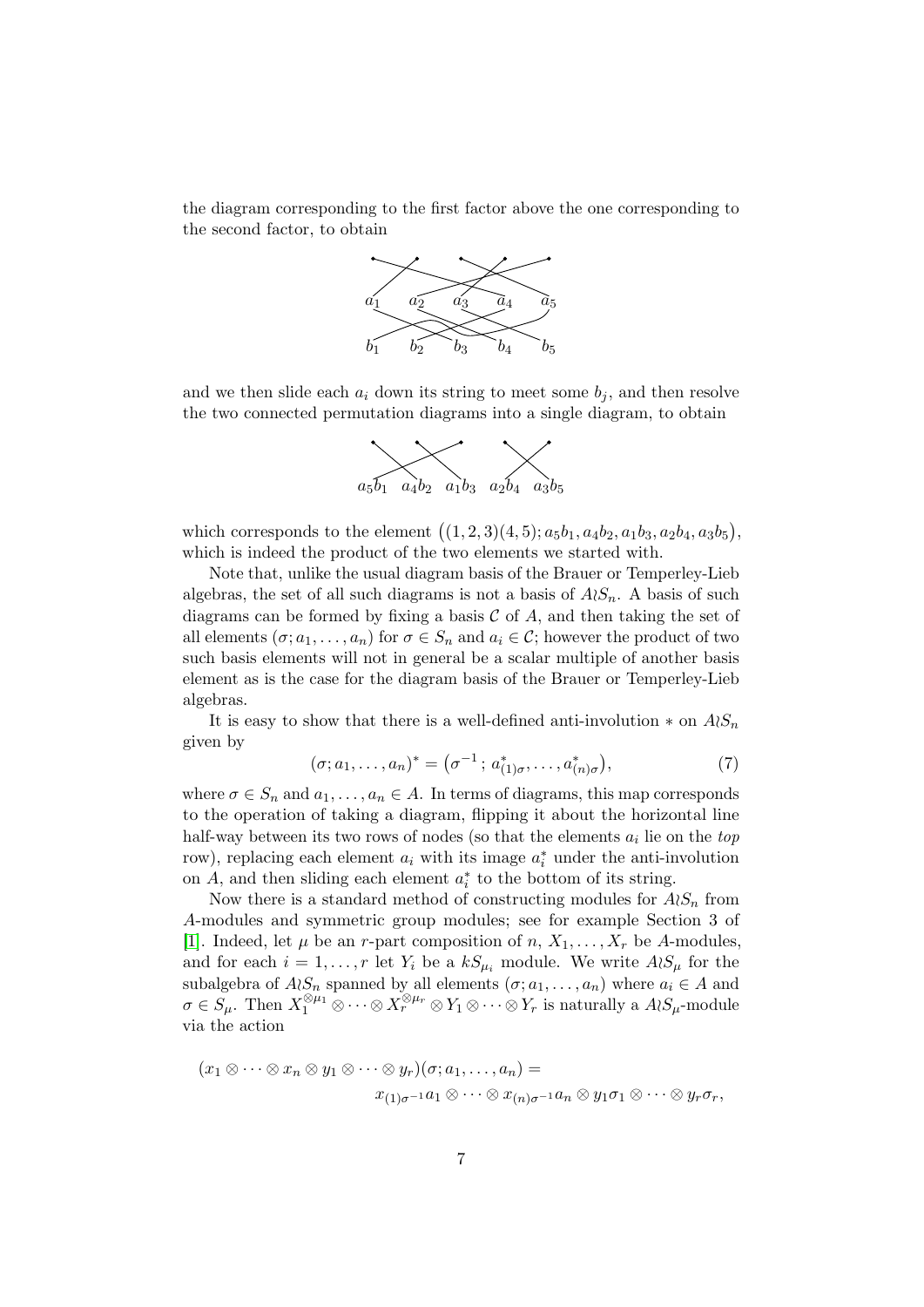the diagram corresponding to the first factor above the one corresponding to the second factor, to obtain

and we then slide each $a_i$ down its string to meet some $b_j$, and then resolve the two connected permutation diagrams into a single diagram, to obtain

which corresponds to the element $\big((1,2,3)(4,5); a_5b_1, a_4b_2, a_1b_3, a_2b_4, a_3b_5\big)$, which is indeed the product of the two elements we started with.

Note that, unlike the usual diagram basis of the Brauer or Temperley-Lieb algebras, the set of all such diagrams is not a basis of $A \wr S_n$. A basis of such diagrams can be formed by fixing a basis $\mathcal{C}$ of $A$, and then taking the set of all elements $(\sigma; a_1, \ldots, a_n)$ for $\sigma \in S_n$ and $a_i \in \mathcal{C}$; however the product of two such basis elements will not in general be a scalar multiple of another basis element as is the case for the diagram basis of the Brauer or Temperley-Lieb algebras.

It is easy to show that there is a well-defined anti-involution $*$ on $A \wr S_n$ given by

$$(\sigma; a_1, \ldots, a_n)^* = \big(\sigma^{-1};\, a^*_{(1)\sigma}, \ldots, a^*_{(n)\sigma}\big), \tag{7}$$

where $\sigma \in S_n$ and $a_1, \ldots, a_n \in A$. In terms of diagrams, this map corresponds to the operation of taking a diagram, flipping it about the horizontal line half-way between its two rows of nodes (so that the elements $a_i$ lie on the *top* row), replacing each element $a_i$ with its image $a_i^*$ under the anti-involution on $A$, and then sliding each element $a_i^*$ to the bottom of its string.

Now there is a standard method of constructing modules for $A \wr S_n$ from $A$-modules and symmetric group modules; see for example Section 3 of [1]. Indeed, let $\mu$ be an $r$-part composition of $n$, $X_1, \ldots, X_r$ be $A$-modules, and for each $i = 1, \ldots, r$ let $Y_i$ be a $kS_{\mu_i}$ module. We write $A \wr S_\mu$ for the subalgebra of $A \wr S_n$ spanned by all elements $(\sigma; a_1, \ldots, a_n)$ where $a_i \in A$ and $\sigma \in S_\mu$. Then $X_1^{\otimes \mu_1} \otimes \cdots \otimes X_r^{\otimes \mu_r} \otimes Y_1 \otimes \cdots \otimes Y_r$ is naturally a $A \wr S_\mu$-module via the action

$$\begin{aligned}(x_1 \otimes \cdots \otimes x_n \otimes y_1 \otimes \cdots \otimes y_r)&(\sigma; a_1, \ldots, a_n) = \\ &x_{(1)\sigma^{-1}}a_1 \otimes \cdots \otimes x_{(n)\sigma^{-1}}a_n \otimes y_1\sigma_1 \otimes \cdots \otimes y_r\sigma_r,\end{aligned}$$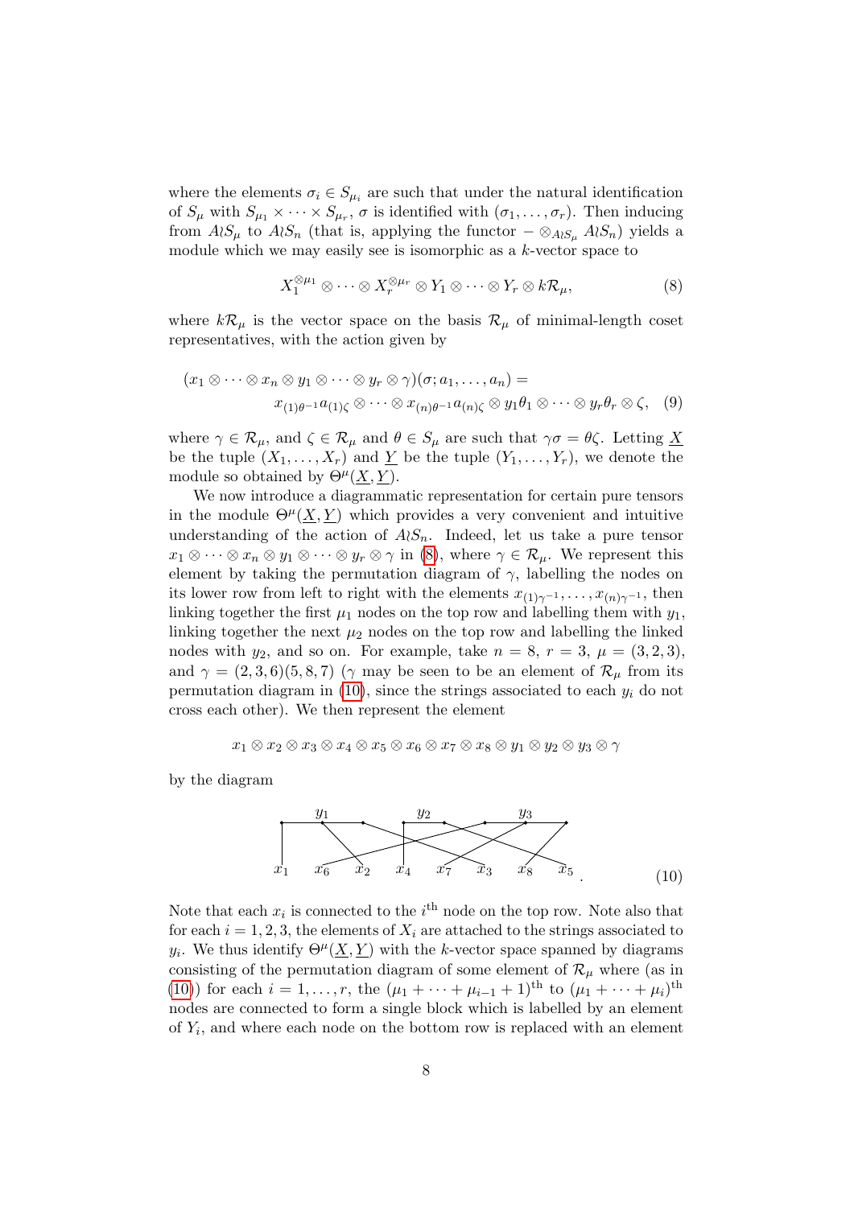where the elements $\sigma_i \in S_{\mu_i}$ are such that under the natural identification of $S_\mu$ with $S_{\mu_1} \times \cdots \times S_{\mu_r}$, $\sigma$ is identified with $(\sigma_1, \dots, \sigma_r)$. Then inducing from $A \wr S_\mu$ to $A \wr S_n$ (that is, applying the functor $- \otimes_{A \wr S_\mu} A \wr S_n$) yields a module which we may easily see is isomorphic as a $k$-vector space to

$$X_1^{\otimes \mu_1} \otimes \cdots \otimes X_r^{\otimes \mu_r} \otimes Y_1 \otimes \cdots \otimes Y_r \otimes k\mathcal{R}_\mu, \tag{8}$$

where $k\mathcal{R}_\mu$ is the vector space on the basis $\mathcal{R}_\mu$ of minimal-length coset representatives, with the action given by

$$\begin{aligned}(x_1 \otimes \cdots \otimes x_n \otimes y_1 \otimes \cdots \otimes y_r \otimes \gamma)(\sigma; a_1, \dots, a_n) = \\ x_{(1)\theta^{-1}} a_{(1)\zeta} \otimes \cdots \otimes x_{(n)\theta^{-1}} a_{(n)\zeta} \otimes y_1\theta_1 \otimes \cdots \otimes y_r\theta_r \otimes \zeta,\end{aligned} \tag{9}$$

where $\gamma \in \mathcal{R}_\mu$, and $\zeta \in \mathcal{R}_\mu$ and $\theta \in S_\mu$ are such that $\gamma\sigma = \theta\zeta$. Letting $\underline{X}$ be the tuple $(X_1, \dots, X_r)$ and $\underline{Y}$ be the tuple $(Y_1, \dots, Y_r)$, we denote the module so obtained by $\Theta^\mu(\underline{X}, \underline{Y})$.

We now introduce a diagrammatic representation for certain pure tensors in the module $\Theta^\mu(\underline{X}, \underline{Y})$ which provides a very convenient and intuitive understanding of the action of $A \wr S_n$. Indeed, let us take a pure tensor $x_1 \otimes \cdots \otimes x_n \otimes y_1 \otimes \cdots \otimes y_r \otimes \gamma$ in (8), where $\gamma \in \mathcal{R}_\mu$. We represent this element by taking the permutation diagram of $\gamma$, labelling the nodes on its lower row from left to right with the elements $x_{(1)\gamma^{-1}}, \dots, x_{(n)\gamma^{-1}}$, then linking together the first $\mu_1$ nodes on the top row and labelling them with $y_1$, linking together the next $\mu_2$ nodes on the top row and labelling the linked nodes with $y_2$, and so on. For example, take $n = 8$, $r = 3$, $\mu = (3, 2, 3)$, and $\gamma = (2, 3, 6)(5, 8, 7)$ ($\gamma$ may be seen to be an element of $\mathcal{R}_\mu$ from its permutation diagram in (10), since the strings associated to each $y_i$ do not cross each other). We then represent the element

$$x_1 \otimes x_2 \otimes x_3 \otimes x_4 \otimes x_5 \otimes x_6 \otimes x_7 \otimes x_8 \otimes y_1 \otimes y_2 \otimes y_3 \otimes \gamma$$

by the diagram

$$\text{[diagram: top row blocks labelled } y_1, y_2, y_3\text{; bottom row nodes labelled } x_1 \; x_6 \; x_2 \; x_4 \; x_7 \; x_3 \; x_8 \; x_5 \text{]} \tag{10}$$

Note that each $x_i$ is connected to the $i^{\text{th}}$ node on the top row. Note also that for each $i = 1, 2, 3$, the elements of $X_i$ are attached to the strings associated to $y_i$. We thus identify $\Theta^\mu(\underline{X}, \underline{Y})$ with the $k$-vector space spanned by diagrams consisting of the permutation diagram of some element of $\mathcal{R}_\mu$ where (as in (10)) for each $i = 1, \dots, r$, the $(\mu_1 + \cdots + \mu_{i-1} + 1)^{\text{th}}$ to $(\mu_1 + \cdots + \mu_i)^{\text{th}}$ nodes are connected to form a single block which is labelled by an element of $Y_i$, and where each node on the bottom row is replaced with an element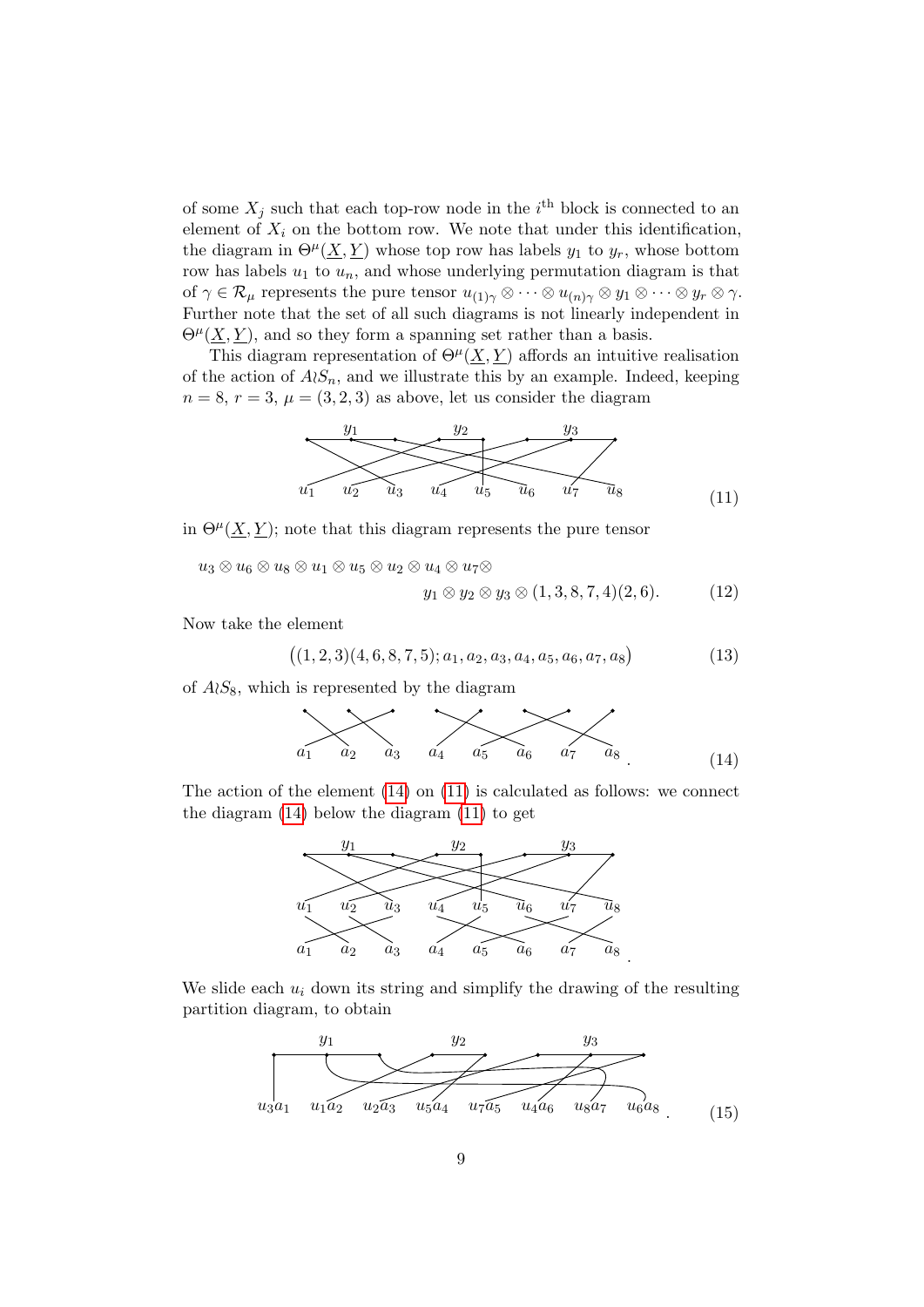of some $X_j$ such that each top-row node in the $i^{\text{th}}$ block is connected to an element of $X_i$ on the bottom row. We note that under this identification, the diagram in $\Theta^\mu(\underline{X}, \underline{Y})$ whose top row has labels $y_1$ to $y_r$, whose bottom row has labels $u_1$ to $u_n$, and whose underlying permutation diagram is that of $\gamma \in \mathcal{R}_\mu$ represents the pure tensor $u_{(1)\gamma} \otimes \cdots \otimes u_{(n)\gamma} \otimes y_1 \otimes \cdots \otimes y_r \otimes \gamma$. Further note that the set of all such diagrams is not linearly independent in $\Theta^\mu(\underline{X}, \underline{Y})$, and so they form a spanning set rather than a basis.

This diagram representation of $\Theta^\mu(\underline{X}, \underline{Y})$ affords an intuitive realisation of the action of $A \wr S_n$, and we illustrate this by an example. Indeed, keeping $n = 8$, $r = 3$, $\mu = (3, 2, 3)$ as above, let us consider the diagram

$$y_1 \quad y_2 \quad y_3$$
$$u_1 \quad u_2 \quad u_3 \quad u_4 \quad u_5 \quad u_6 \quad u_7 \quad u_8 \tag{11}$$

in $\Theta^\mu(\underline{X}, \underline{Y})$; note that this diagram represents the pure tensor

$$u_3 \otimes u_6 \otimes u_8 \otimes u_1 \otimes u_5 \otimes u_2 \otimes u_4 \otimes u_7 \otimes \\ y_1 \otimes y_2 \otimes y_3 \otimes (1, 3, 8, 7, 4)(2, 6). \tag{12}$$

Now take the element

$$\big((1, 2, 3)(4, 6, 8, 7, 5); a_1, a_2, a_3, a_4, a_5, a_6, a_7, a_8\big) \tag{13}$$

of $A \wr S_8$, which is represented by the diagram

$$a_1 \quad a_2 \quad a_3 \quad a_4 \quad a_5 \quad a_6 \quad a_7 \quad a_8 \,. \tag{14}$$

The action of the element (14) on (11) is calculated as follows: we connect the diagram (14) below the diagram (11) to get

$$y_1 \quad y_2 \quad y_3$$
$$u_1 \quad u_2 \quad u_3 \quad u_4 \quad u_5 \quad u_6 \quad u_7 \quad u_8$$
$$a_1 \quad a_2 \quad a_3 \quad a_4 \quad a_5 \quad a_6 \quad a_7 \quad a_8 \,.$$

We slide each $u_i$ down its string and simplify the drawing of the resulting partition diagram, to obtain

$$y_1 \quad y_2 \quad y_3$$
$$u_3a_1 \quad u_1a_2 \quad u_2a_3 \quad u_5a_4 \quad u_7a_5 \quad u_4a_6 \quad u_8a_7 \quad u_6a_8 \,. \tag{15}$$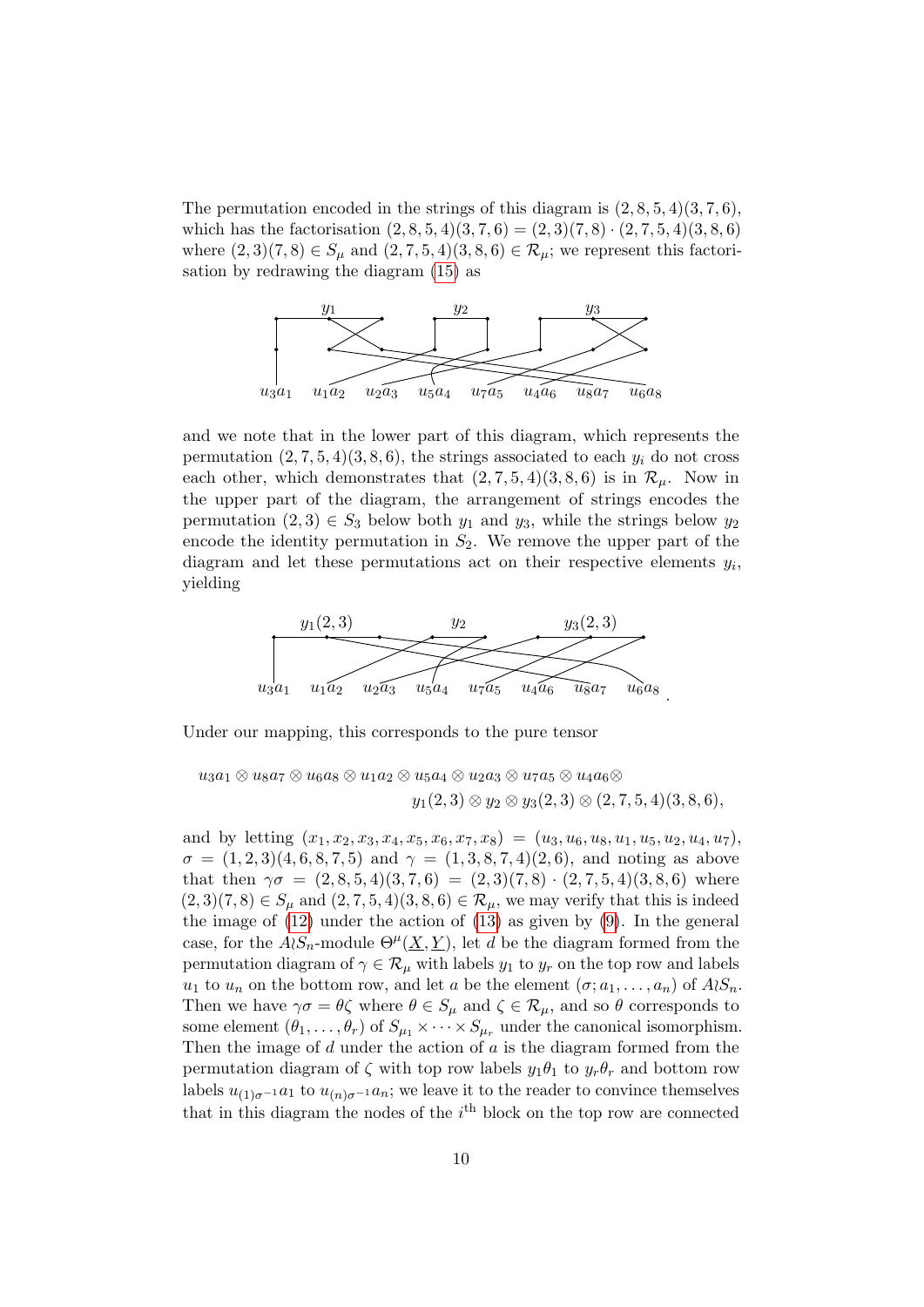The permutation encoded in the strings of this diagram is $(2,8,5,4)(3,7,6)$, which has the factorisation $(2,8,5,4)(3,7,6) = (2,3)(7,8) \cdot (2,7,5,4)(3,8,6)$ where $(2,3)(7,8) \in S_\mu$ and $(2,7,5,4)(3,8,6) \in \mathcal{R}_\mu$; we represent this factorisation by redrawing the diagram (15) as

and we note that in the lower part of this diagram, which represents the permutation $(2,7,5,4)(3,8,6)$, the strings associated to each $y_i$ do not cross each other, which demonstrates that $(2,7,5,4)(3,8,6)$ is in $\mathcal{R}_\mu$. Now in the upper part of the diagram, the arrangement of strings encodes the permutation $(2,3) \in S_3$ below both $y_1$ and $y_3$, while the strings below $y_2$ encode the identity permutation in $S_2$. We remove the upper part of the diagram and let these permutations act on their respective elements $y_i$, yielding

Under our mapping, this corresponds to the pure tensor

$$u_3a_1 \otimes u_8a_7 \otimes u_6a_8 \otimes u_1a_2 \otimes u_5a_4 \otimes u_2a_3 \otimes u_7a_5 \otimes u_4a_6 \otimes \\ y_1(2,3) \otimes y_2 \otimes y_3(2,3) \otimes (2,7,5,4)(3,8,6),$$

and by letting $(x_1, x_2, x_3, x_4, x_5, x_6, x_7, x_8) = (u_3, u_6, u_8, u_1, u_5, u_2, u_4, u_7)$, $\sigma = (1,2,3)(4,6,8,7,5)$ and $\gamma = (1,3,8,7,4)(2,6)$, and noting as above that then $\gamma\sigma = (2,8,5,4)(3,7,6) = (2,3)(7,8) \cdot (2,7,5,4)(3,8,6)$ where $(2,3)(7,8) \in S_\mu$ and $(2,7,5,4)(3,8,6) \in \mathcal{R}_\mu$, we may verify that this is indeed the image of (12) under the action of (13) as given by (9). In the general case, for the $A \wr S_n$-module $\Theta^\mu(\underline{X}, \underline{Y})$, let $d$ be the diagram formed from the permutation diagram of $\gamma \in \mathcal{R}_\mu$ with labels $y_1$ to $y_r$ on the top row and labels $u_1$ to $u_n$ on the bottom row, and let $a$ be the element $(\sigma; a_1, \ldots, a_n)$ of $A \wr S_n$. Then we have $\gamma\sigma = \theta\zeta$ where $\theta \in S_\mu$ and $\zeta \in \mathcal{R}_\mu$, and so $\theta$ corresponds to some element $(\theta_1, \ldots, \theta_r)$ of $S_{\mu_1} \times \cdots \times S_{\mu_r}$ under the canonical isomorphism. Then the image of $d$ under the action of $a$ is the diagram formed from the permutation diagram of $\zeta$ with top row labels $y_1\theta_1$ to $y_r\theta_r$ and bottom row labels $u_{(1)\sigma^{-1}}a_1$ to $u_{(n)\sigma^{-1}}a_n$; we leave it to the reader to convince themselves that in this diagram the nodes of the $i^{\text{th}}$ block on the top row are connected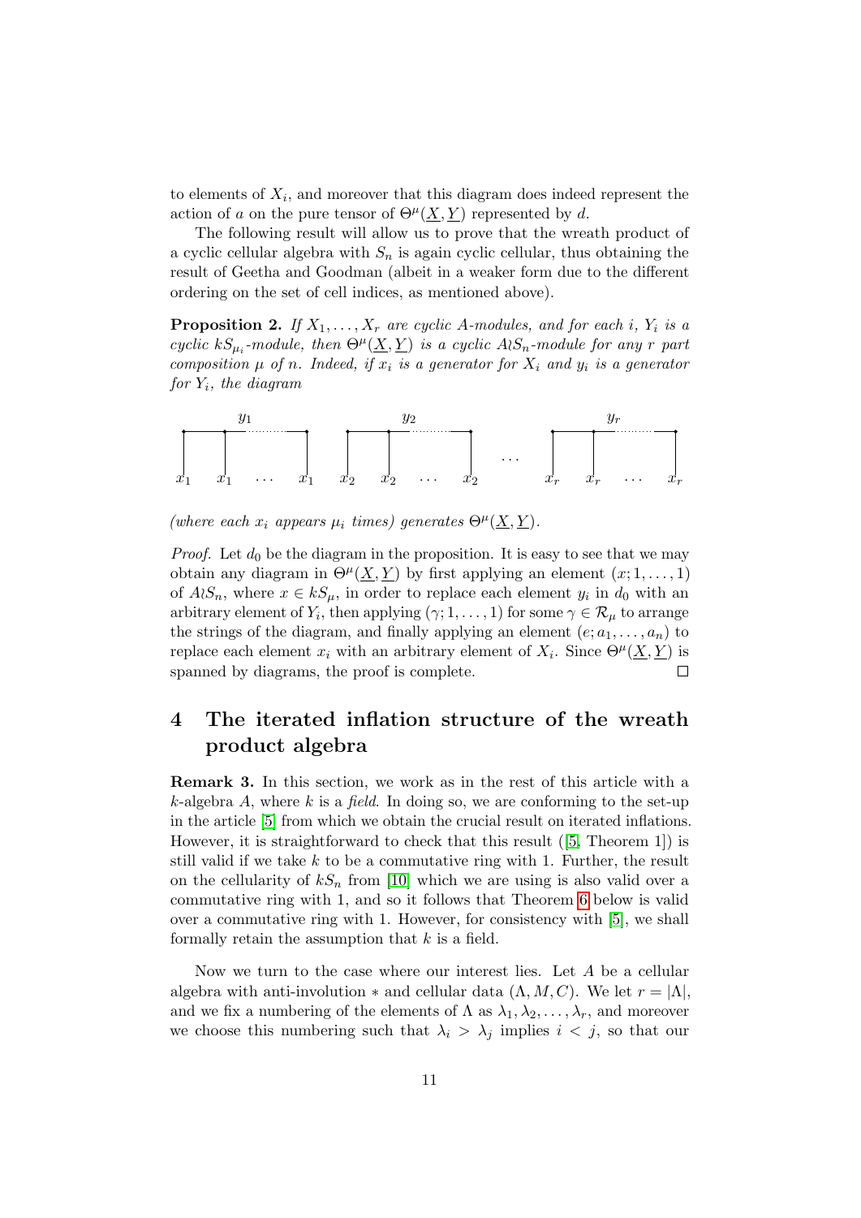to elements of $X_i$, and moreover that this diagram does indeed represent the action of $a$ on the pure tensor of $\Theta^\mu(\underline{X}, \underline{Y})$ represented by $d$.

The following result will allow us to prove that the wreath product of a cyclic cellular algebra with $S_n$ is again cyclic cellular, thus obtaining the result of Geetha and Goodman (albeit in a weaker form due to the different ordering on the set of cell indices, as mentioned above).

**Proposition 2.** *If $X_1, \ldots, X_r$ are cyclic $A$-modules, and for each $i$, $Y_i$ is a cyclic $kS_{\mu_i}$-module, then $\Theta^\mu(\underline{X}, \underline{Y})$ is a cyclic $A \wr S_n$-module for any $r$ part composition $\mu$ of $n$. Indeed, if $x_i$ is a generator for $X_i$ and $y_i$ is a generator for $Y_i$, the diagram*

$$\begin{array}{ccccccc} y_1 & & y_2 & & & & y_r \\ x_1 \; x_1 \; \ldots \; x_1 & & x_2 \; x_2 \; \ldots \; x_2 & & \ldots & & x_r \; x_r \; \ldots \; x_r \end{array}$$

*(where each $x_i$ appears $\mu_i$ times) generates $\Theta^\mu(\underline{X}, \underline{Y})$.*

*Proof.* Let $d_0$ be the diagram in the proposition. It is easy to see that we may obtain any diagram in $\Theta^\mu(\underline{X}, \underline{Y})$ by first applying an element $(x; 1, \ldots, 1)$ of $A \wr S_n$, where $x \in kS_\mu$, in order to replace each element $y_i$ in $d_0$ with an arbitrary element of $Y_i$, then applying $(\gamma; 1, \ldots, 1)$ for some $\gamma \in \mathcal{R}_\mu$ to arrange the strings of the diagram, and finally applying an element $(e; a_1, \ldots, a_n)$ to replace each element $x_i$ with an arbitrary element of $X_i$. Since $\Theta^\mu(\underline{X}, \underline{Y})$ is spanned by diagrams, the proof is complete. □

## 4 The iterated inflation structure of the wreath product algebra

**Remark 3.** In this section, we work as in the rest of this article with a $k$-algebra $A$, where $k$ is a *field*. In doing so, we are conforming to the set-up in the article [5] from which we obtain the crucial result on iterated inflations. However, it is straightforward to check that this result ([5, Theorem 1]) is still valid if we take $k$ to be a commutative ring with 1. Further, the result on the cellularity of $kS_n$ from [10] which we are using is also valid over a commutative ring with 1, and so it follows that Theorem 6 below is valid over a commutative ring with 1. However, for consistency with [5], we shall formally retain the assumption that $k$ is a field.

Now we turn to the case where our interest lies. Let $A$ be a cellular algebra with anti-involution $*$ and cellular data $(\Lambda, M, C)$. We let $r = |\Lambda|$, and we fix a numbering of the elements of $\Lambda$ as $\lambda_1, \lambda_2, \ldots, \lambda_r$, and moreover we choose this numbering such that $\lambda_i > \lambda_j$ implies $i < j$, so that our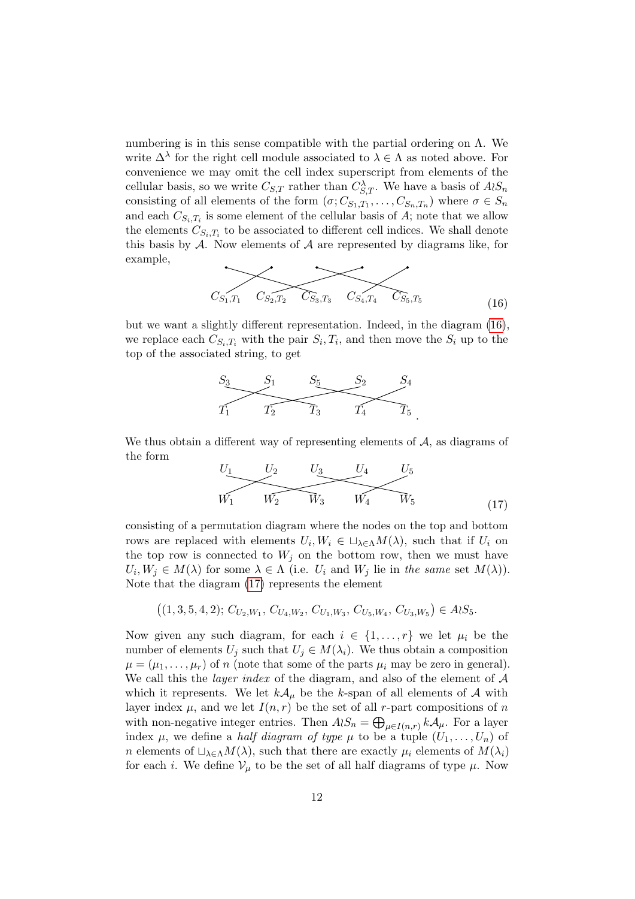numbering is in this sense compatible with the partial ordering on $\Lambda$. We write $\Delta^\lambda$ for the right cell module associated to $\lambda \in \Lambda$ as noted above. For convenience we may omit the cell index superscript from elements of the cellular basis, so we write $C_{S,T}$ rather than $C^\lambda_{S,T}$. We have a basis of $A \wr S_n$ consisting of all elements of the form $(\sigma; C_{S_1,T_1}, \ldots, C_{S_n,T_n})$ where $\sigma \in S_n$ and each $C_{S_i,T_i}$ is some element of the cellular basis of $A$; note that we allow the elements $C_{S_i,T_i}$ to be associated to different cell indices. We shall denote this basis by $\mathcal{A}$. Now elements of $\mathcal{A}$ are represented by diagrams like, for example,

$$C_{S_1,T_1} \quad C_{S_2,T_2} \quad C_{S_3,T_3} \quad C_{S_4,T_4} \quad C_{S_5,T_5} \tag{16}$$

but we want a slightly different representation. Indeed, in the diagram (16), we replace each $C_{S_i,T_i}$ with the pair $S_i, T_i$, and then move the $S_i$ up to the top of the associated string, to get

$$\begin{matrix} S_3 & S_1 & S_5 & S_2 & S_4 \\ T_1 & T_2 & T_3 & T_4 & T_5 \end{matrix}.$$

We thus obtain a different way of representing elements of $\mathcal{A}$, as diagrams of the form

$$\begin{matrix} U_1 & U_2 & U_3 & U_4 & U_5 \\ W_1 & W_2 & W_3 & W_4 & W_5 \end{matrix} \tag{17}$$

consisting of a permutation diagram where the nodes on the top and bottom rows are replaced with elements $U_i, W_i \in \sqcup_{\lambda\in\Lambda} M(\lambda)$, such that if $U_i$ on the top row is connected to $W_j$ on the bottom row, then we must have $U_i, W_j \in M(\lambda)$ for some $\lambda \in \Lambda$ (i.e. $U_i$ and $W_j$ lie in *the same* set $M(\lambda)$). Note that the diagram (17) represents the element

$$\big((1,3,5,4,2);\, C_{U_2,W_1},\, C_{U_4,W_2},\, C_{U_1,W_3},\, C_{U_5,W_4},\, C_{U_3,W_5}\big) \in A \wr S_5.$$

Now given any such diagram, for each $i \in \{1, \ldots, r\}$ we let $\mu_i$ be the number of elements $U_j$ such that $U_j \in M(\lambda_i)$. We thus obtain a composition $\mu = (\mu_1, \ldots, \mu_r)$ of $n$ (note that some of the parts $\mu_i$ may be zero in general). We call this the *layer index* of the diagram, and also of the element of $\mathcal{A}$ which it represents. We let $k\mathcal{A}_\mu$ be the $k$-span of all elements of $\mathcal{A}$ with layer index $\mu$, and we let $I(n,r)$ be the set of all $r$-part compositions of $n$ with non-negative integer entries. Then $A \wr S_n = \bigoplus_{\mu \in I(n,r)} k\mathcal{A}_\mu$. For a layer index $\mu$, we define a *half diagram of type* $\mu$ to be a tuple $(U_1, \ldots, U_n)$ of $n$ elements of $\sqcup_{\lambda\in\Lambda} M(\lambda)$, such that there are exactly $\mu_i$ elements of $M(\lambda_i)$ for each $i$. We define $\mathcal{V}_\mu$ to be the set of all half diagrams of type $\mu$. Now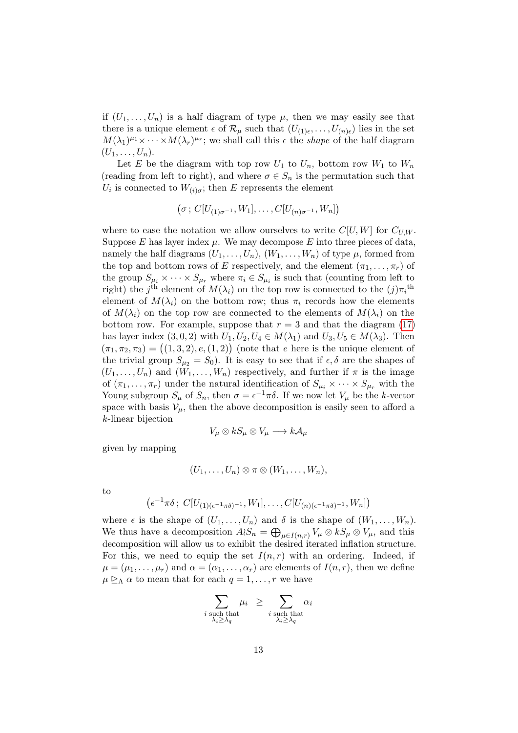if $(U_1, \ldots, U_n)$ is a half diagram of type $\mu$, then we may easily see that there is a unique element $\epsilon$ of $\mathcal{R}_\mu$ such that $(U_{(1)\epsilon}, \ldots, U_{(n)\epsilon})$ lies in the set $M(\lambda_1)^{\mu_1} \times \cdots \times M(\lambda_r)^{\mu_r}$; we shall call this $\epsilon$ the *shape* of the half diagram $(U_1, \ldots, U_n)$.

Let $E$ be the diagram with top row $U_1$ to $U_n$, bottom row $W_1$ to $W_n$ (reading from left to right), and where $\sigma \in S_n$ is the permutation such that $U_i$ is connected to $W_{(i)\sigma}$; then $E$ represents the element

$$\left(\sigma\,;\, C[U_{(1)\sigma^{-1}}, W_1], \ldots, C[U_{(n)\sigma^{-1}}, W_n]\right)$$

where to ease the notation we allow ourselves to write $C[U, W]$ for $C_{U,W}$. Suppose $E$ has layer index $\mu$. We may decompose $E$ into three pieces of data, namely the half diagrams $(U_1, \ldots, U_n)$, $(W_1, \ldots, W_n)$ of type $\mu$, formed from the top and bottom rows of $E$ respectively, and the element $(\pi_1, \ldots, \pi_r)$ of the group $S_{\mu_1} \times \cdots \times S_{\mu_r}$ where $\pi_i \in S_{\mu_i}$ is such that (counting from left to right) the $j^{\text{th}}$ element of $M(\lambda_i)$ on the top row is connected to the $(j)\pi_i{}^{\text{th}}$ element of $M(\lambda_i)$ on the bottom row; thus $\pi_i$ records how the elements of $M(\lambda_i)$ on the top row are connected to the elements of $M(\lambda_i)$ on the bottom row. For example, suppose that $r = 3$ and that the diagram (17) has layer index $(3, 0, 2)$ with $U_1, U_2, U_4 \in M(\lambda_1)$ and $U_3, U_5 \in M(\lambda_3)$. Then $(\pi_1, \pi_2, \pi_3) = \big((1, 3, 2), e, (1, 2)\big)$ (note that $e$ here is the unique element of the trivial group $S_{\mu_2} = S_0$). It is easy to see that if $\epsilon, \delta$ are the shapes of $(U_1, \ldots, U_n)$ and $(W_1, \ldots, W_n)$ respectively, and further if $\pi$ is the image of $(\pi_1, \ldots, \pi_r)$ under the natural identification of $S_{\mu_1} \times \cdots \times S_{\mu_r}$ with the Young subgroup $S_\mu$ of $S_n$, then $\sigma = \epsilon^{-1}\pi\delta$. If we now let $V_\mu$ be the $k$-vector space with basis $\mathcal{V}_\mu$, then the above decomposition is easily seen to afford a $k$-linear bijection

$$V_\mu \otimes kS_\mu \otimes V_\mu \longrightarrow k\mathcal{A}_\mu$$

given by mapping

$$(U_1, \ldots, U_n) \otimes \pi \otimes (W_1, \ldots, W_n),$$

to

$$\left(\epsilon^{-1}\pi\delta\,;\; C[U_{(1)(\epsilon^{-1}\pi\delta)^{-1}}, W_1], \ldots, C[U_{(n)(\epsilon^{-1}\pi\delta)^{-1}}, W_n]\right)$$

where $\epsilon$ is the shape of $(U_1, \ldots, U_n)$ and $\delta$ is the shape of $(W_1, \ldots, W_n)$. We thus have a decomposition $A \wr S_n = \bigoplus_{\mu \in I(n,r)} V_\mu \otimes kS_\mu \otimes V_\mu$, and this decomposition will allow us to exhibit the desired iterated inflation structure. For this, we need to equip the set $I(n, r)$ with an ordering. Indeed, if $\mu = (\mu_1, \ldots, \mu_r)$ and $\alpha = (\alpha_1, \ldots, \alpha_r)$ are elements of $I(n, r)$, then we define $\mu \trianglerighteq_\Lambda \alpha$ to mean that for each $q = 1, \ldots, r$ we have

$$\sum_{\substack{i \text{ such that} \\ \lambda_i \geq \lambda_q}} \mu_i \;\geq\; \sum_{\substack{i \text{ such that} \\ \lambda_i \geq \lambda_q}} \alpha_i$$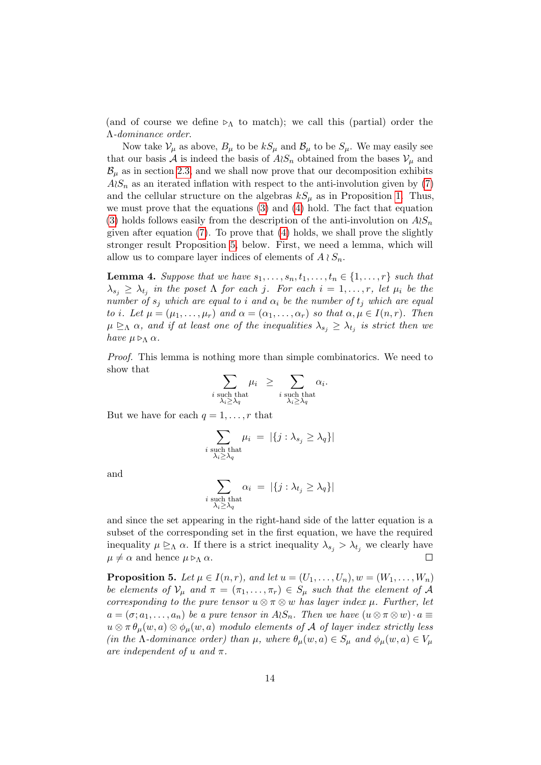(and of course we define $\triangleright_\Lambda$ to match); we call this (partial) order the $\Lambda$-*dominance order*.

Now take $\mathcal{V}_\mu$ as above, $B_\mu$ to be $kS_\mu$ and $\mathcal{B}_\mu$ to be $S_\mu$. We may easily see that our basis $\mathcal{A}$ is indeed the basis of $A \wr S_n$ obtained from the bases $\mathcal{V}_\mu$ and $\mathcal{B}_\mu$ as in section 2.3, and we shall now prove that our decomposition exhibits $A \wr S_n$ as an iterated inflation with respect to the anti-involution given by (7) and the cellular structure on the algebras $kS_\mu$ as in Proposition 1. Thus, we must prove that the equations (3) and (4) hold. The fact that equation (3) holds follows easily from the description of the anti-involution on $A \wr S_n$ given after equation (7). To prove that (4) holds, we shall prove the slightly stronger result Proposition 5, below. First, we need a lemma, which will allow us to compare layer indices of elements of $A \wr S_n$.

**Lemma 4.** *Suppose that we have $s_1, \ldots, s_n, t_1, \ldots, t_n \in \{1, \ldots, r\}$ such that $\lambda_{s_j} \geq \lambda_{t_j}$ in the poset $\Lambda$ for each $j$. For each $i = 1, \ldots, r$, let $\mu_i$ be the number of $s_j$ which are equal to $i$ and $\alpha_i$ be the number of $t_j$ which are equal to $i$. Let $\mu = (\mu_1, \ldots, \mu_r)$ and $\alpha = (\alpha_1, \ldots, \alpha_r)$ so that $\alpha, \mu \in I(n, r)$. Then $\mu \trianglerighteq_\Lambda \alpha$, and if at least one of the inequalities $\lambda_{s_j} \geq \lambda_{t_j}$ is strict then we have $\mu \triangleright_\Lambda \alpha$.*

*Proof.* This lemma is nothing more than simple combinatorics. We need to show that

$$\sum_{\substack{i \text{ such that} \\ \lambda_i \geq \lambda_q}} \mu_i \;\geq\; \sum_{\substack{i \text{ such that} \\ \lambda_i \geq \lambda_q}} \alpha_i.$$

But we have for each $q = 1, \ldots, r$ that

$$\sum_{\substack{i \text{ such that} \\ \lambda_i \geq \lambda_q}} \mu_i \;=\; |\{j : \lambda_{s_j} \geq \lambda_q\}|$$

and

$$\sum_{\substack{i \text{ such that} \\ \lambda_i \geq \lambda_q}} \alpha_i \;=\; |\{j : \lambda_{t_j} \geq \lambda_q\}|$$

and since the set appearing in the right-hand side of the latter equation is a subset of the corresponding set in the first equation, we have the required inequality $\mu \trianglerighteq_\Lambda \alpha$. If there is a strict inequality $\lambda_{s_j} > \lambda_{t_j}$ we clearly have $\mu \neq \alpha$ and hence $\mu \triangleright_\Lambda \alpha$. ∎

**Proposition 5.** *Let $\mu \in I(n, r)$, and let $u = (U_1, \ldots, U_n), w = (W_1, \ldots, W_n)$ be elements of $\mathcal{V}_\mu$ and $\pi = (\pi_1, \ldots, \pi_r) \in S_\mu$ such that the element of $\mathcal{A}$ corresponding to the pure tensor $u \otimes \pi \otimes w$ has layer index $\mu$. Further, let $a = (\sigma; a_1, \ldots, a_n)$ be a pure tensor in $A \wr S_n$. Then we have $(u \otimes \pi \otimes w) \cdot a \equiv u \otimes \pi\, \theta_\mu(w, a) \otimes \phi_\mu(w, a)$ modulo elements of $\mathcal{A}$ of layer index strictly less (in the $\Lambda$-dominance order) than $\mu$, where $\theta_\mu(w, a) \in S_\mu$ and $\phi_\mu(w, a) \in V_\mu$ are independent of $u$ and $\pi$.*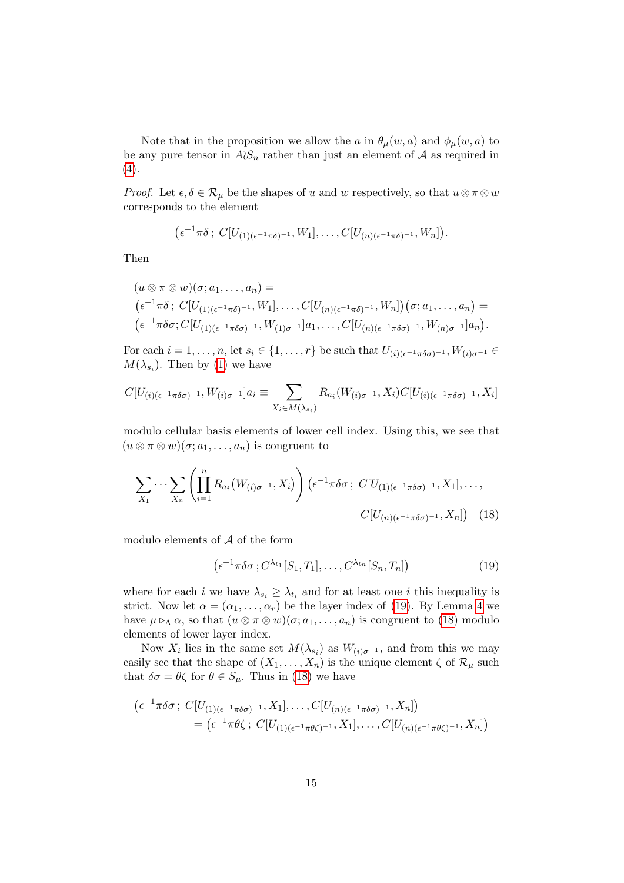Note that in the proposition we allow the $a$ in $\theta_\mu(w,a)$ and $\phi_\mu(w,a)$ to be any pure tensor in $A\wr S_n$ rather than just an element of $\mathcal{A}$ as required in (4).

*Proof.* Let $\epsilon, \delta \in \mathcal{R}_\mu$ be the shapes of $u$ and $w$ respectively, so that $u \otimes \pi \otimes w$ corresponds to the element

$$\big(\epsilon^{-1}\pi\delta\,;\; C[U_{(1)(\epsilon^{-1}\pi\delta)^{-1}}, W_1], \ldots, C[U_{(n)(\epsilon^{-1}\pi\delta)^{-1}}, W_n]\big).$$

Then

$$\begin{aligned}
&(u \otimes \pi \otimes w)(\sigma; a_1, \ldots, a_n) = \\
&\big(\epsilon^{-1}\pi\delta\,;\; C[U_{(1)(\epsilon^{-1}\pi\delta)^{-1}}, W_1], \ldots, C[U_{(n)(\epsilon^{-1}\pi\delta)^{-1}}, W_n]\big)(\sigma; a_1, \ldots, a_n) = \\
&\big(\epsilon^{-1}\pi\delta\sigma; C[U_{(1)(\epsilon^{-1}\pi\delta\sigma)^{-1}}, W_{(1)\sigma^{-1}}]a_1, \ldots, C[U_{(n)(\epsilon^{-1}\pi\delta\sigma)^{-1}}, W_{(n)\sigma^{-1}}]a_n\big).
\end{aligned}$$

For each $i = 1, \ldots, n$, let $s_i \in \{1, \ldots, r\}$ be such that $U_{(i)(\epsilon^{-1}\pi\delta\sigma)^{-1}}, W_{(i)\sigma^{-1}} \in M(\lambda_{s_i})$. Then by (1) we have

$$C[U_{(i)(\epsilon^{-1}\pi\delta\sigma)^{-1}}, W_{(i)\sigma^{-1}}]a_i \equiv \sum_{X_i \in M(\lambda_{s_i})} R_{a_i}(W_{(i)\sigma^{-1}}, X_i) C[U_{(i)(\epsilon^{-1}\pi\delta\sigma)^{-1}}, X_i]$$

modulo cellular basis elements of lower cell index. Using this, we see that $(u \otimes \pi \otimes w)(\sigma; a_1, \ldots, a_n)$ is congruent to

$$\sum_{X_1} \cdots \sum_{X_n} \left( \prod_{i=1}^{n} R_{a_i}\big(W_{(i)\sigma^{-1}}, X_i\big) \right) \big(\epsilon^{-1}\pi\delta\sigma\,;\; C[U_{(1)(\epsilon^{-1}\pi\delta\sigma)^{-1}}, X_1], \ldots, C[U_{(n)(\epsilon^{-1}\pi\delta\sigma)^{-1}}, X_n]\big) \quad (18)$$

modulo elements of $\mathcal{A}$ of the form

$$\big(\epsilon^{-1}\pi\delta\sigma\,; C^{\lambda_{t_1}}[S_1, T_1], \ldots, C^{\lambda_{t_n}}[S_n, T_n]\big) \quad (19)$$

where for each $i$ we have $\lambda_{s_i} \geq \lambda_{t_i}$ and for at least one $i$ this inequality is strict. Now let $\alpha = (\alpha_1, \ldots, \alpha_r)$ be the layer index of (19). By Lemma 4 we have $\mu \rhd_\Lambda \alpha$, so that $(u \otimes \pi \otimes w)(\sigma; a_1, \ldots, a_n)$ is congruent to (18) modulo elements of lower layer index.

Now $X_i$ lies in the same set $M(\lambda_{s_i})$ as $W_{(i)\sigma^{-1}}$, and from this we may easily see that the shape of $(X_1, \ldots, X_n)$ is the unique element $\zeta$ of $\mathcal{R}_\mu$ such that $\delta\sigma = \theta\zeta$ for $\theta \in S_\mu$. Thus in (18) we have

$$\begin{aligned}
&\big(\epsilon^{-1}\pi\delta\sigma\,;\; C[U_{(1)(\epsilon^{-1}\pi\delta\sigma)^{-1}}, X_1], \ldots, C[U_{(n)(\epsilon^{-1}\pi\delta\sigma)^{-1}}, X_n]\big) \\
&\qquad = \big(\epsilon^{-1}\pi\theta\zeta\,;\; C[U_{(1)(\epsilon^{-1}\pi\theta\zeta)^{-1}}, X_1], \ldots, C[U_{(n)(\epsilon^{-1}\pi\theta\zeta)^{-1}}, X_n]\big)
\end{aligned}$$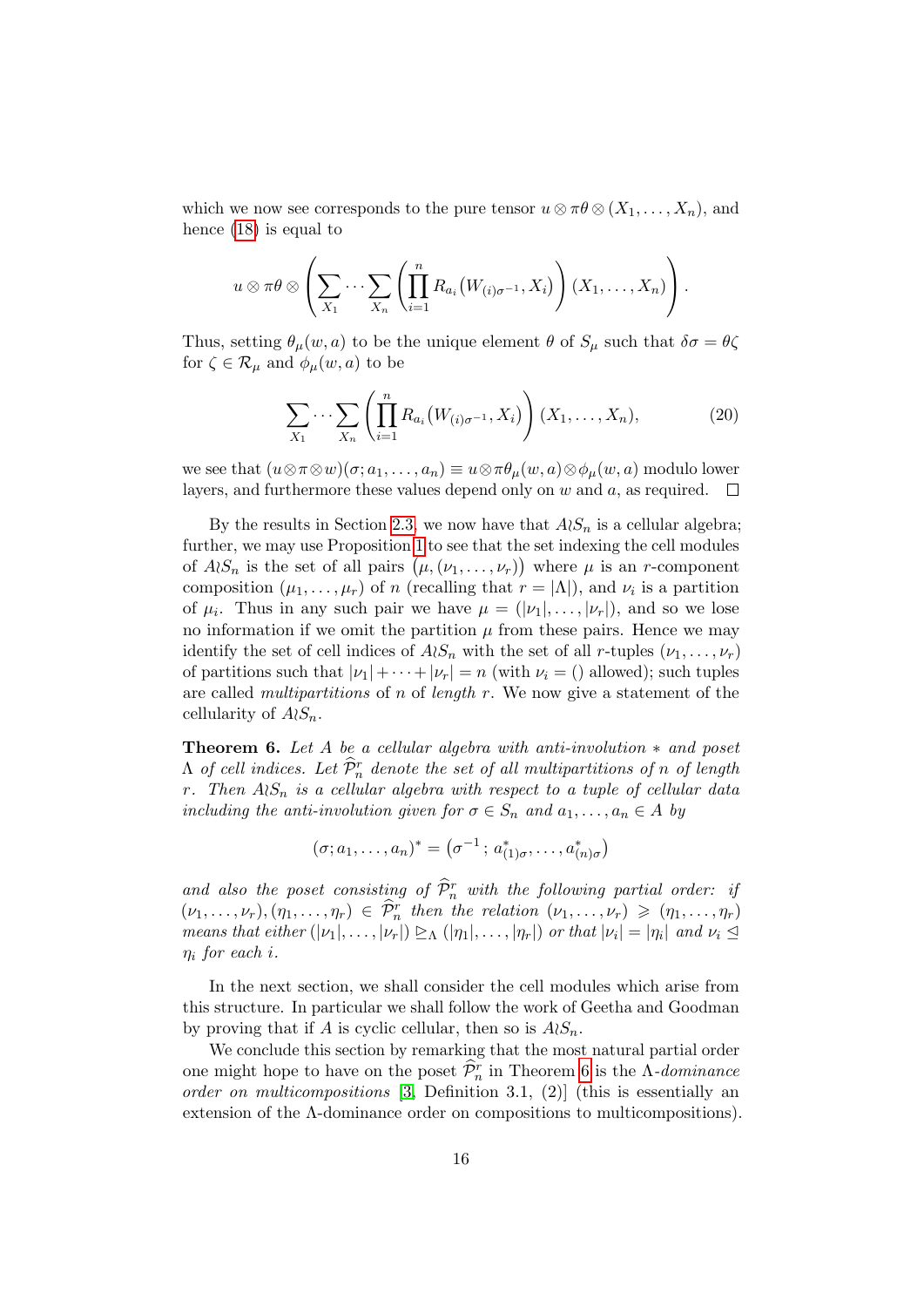which we now see corresponds to the pure tensor $u \otimes \pi\theta \otimes (X_1, \ldots, X_n)$, and hence (18) is equal to

$$u \otimes \pi\theta \otimes \left( \sum_{X_1} \cdots \sum_{X_n} \left( \prod_{i=1}^{n} R_{a_i}\big(W_{(i)\sigma^{-1}}, X_i\big) \right) (X_1, \ldots, X_n) \right).$$

Thus, setting $\theta_\mu(w, a)$ to be the unique element $\theta$ of $S_\mu$ such that $\delta\sigma = \theta\zeta$ for $\zeta \in \mathcal{R}_\mu$ and $\phi_\mu(w, a)$ to be

$$\sum_{X_1} \cdots \sum_{X_n} \left( \prod_{i=1}^{n} R_{a_i}\big(W_{(i)\sigma^{-1}}, X_i\big) \right) (X_1, \ldots, X_n), \tag{20}$$

we see that $(u \otimes \pi \otimes w)(\sigma; a_1, \ldots, a_n) \equiv u \otimes \pi\theta_\mu(w, a) \otimes \phi_\mu(w, a)$ modulo lower layers, and furthermore these values depend only on $w$ and $a$, as required. $\square$

By the results in Section 2.3, we now have that $A \wr S_n$ is a cellular algebra; further, we may use Proposition 1 to see that the set indexing the cell modules of $A \wr S_n$ is the set of all pairs $\big(\mu, (\nu_1, \ldots, \nu_r)\big)$ where $\mu$ is an $r$-component composition $(\mu_1, \ldots, \mu_r)$ of $n$ (recalling that $r = |\Lambda|$), and $\nu_i$ is a partition of $\mu_i$. Thus in any such pair we have $\mu = (|\nu_1|, \ldots, |\nu_r|)$, and so we lose no information if we omit the partition $\mu$ from these pairs. Hence we may identify the set of cell indices of $A \wr S_n$ with the set of all $r$-tuples $(\nu_1, \ldots, \nu_r)$ of partitions such that $|\nu_1| + \cdots + |\nu_r| = n$ (with $\nu_i = ()$ allowed); such tuples are called *multipartitions* of $n$ of *length* $r$. We now give a statement of the cellularity of $A \wr S_n$.

**Theorem 6.** *Let $A$ be a cellular algebra with anti-involution $*$ and poset $\Lambda$ of cell indices. Let $\widehat{\mathcal{P}}_n^r$ denote the set of all multipartitions of $n$ of length $r$. Then $A \wr S_n$ is a cellular algebra with respect to a tuple of cellular data including the anti-involution given for $\sigma \in S_n$ and $a_1, \ldots, a_n \in A$ by*

$$(\sigma; a_1, \ldots, a_n)^* = \big(\sigma^{-1}; a^*_{(1)\sigma}, \ldots, a^*_{(n)\sigma}\big)$$

*and also the poset consisting of $\widehat{\mathcal{P}}_n^r$ with the following partial order: if $(\nu_1, \ldots, \nu_r), (\eta_1, \ldots, \eta_r) \in \widehat{\mathcal{P}}_n^r$ then the relation $(\nu_1, \ldots, \nu_r) \geqslant (\eta_1, \ldots, \eta_r)$ means that either $(|\nu_1|, \ldots, |\nu_r|) \trianglerighteq_\Lambda (|\eta_1|, \ldots, |\eta_r|)$ or that $|\nu_i| = |\eta_i|$ and $\nu_i \trianglelefteq \eta_i$ for each $i$.*

In the next section, we shall consider the cell modules which arise from this structure. In particular we shall follow the work of Geetha and Goodman by proving that if $A$ is cyclic cellular, then so is $A \wr S_n$.

We conclude this section by remarking that the most natural partial order one might hope to have on the poset $\widehat{\mathcal{P}}_n^r$ in Theorem 6 is the $\Lambda$-*dominance order on multicompositions* [3, Definition 3.1, (2)] (this is essentially an extension of the $\Lambda$-dominance order on compositions to multicompositions).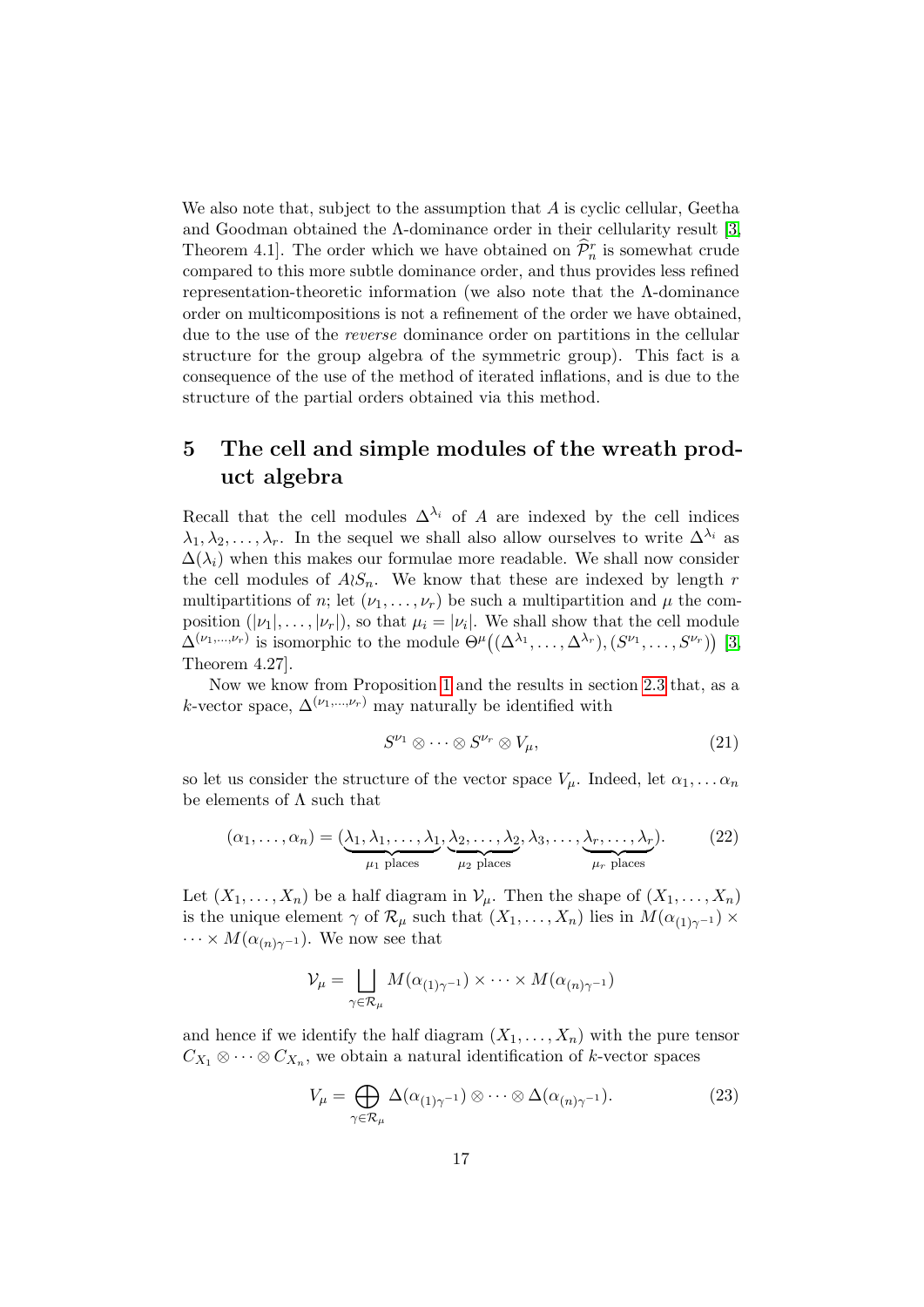We also note that, subject to the assumption that $A$ is cyclic cellular, Geetha and Goodman obtained the $\Lambda$-dominance order in their cellularity result [3, Theorem 4.1]. The order which we have obtained on $\widehat{\mathcal{P}}_n^r$ is somewhat crude compared to this more subtle dominance order, and thus provides less refined representation-theoretic information (we also note that the $\Lambda$-dominance order on multicompositions is not a refinement of the order we have obtained, due to the use of the *reverse* dominance order on partitions in the cellular structure for the group algebra of the symmetric group). This fact is a consequence of the use of the method of iterated inflations, and is due to the structure of the partial orders obtained via this method.

## 5 The cell and simple modules of the wreath product algebra

Recall that the cell modules $\Delta^{\lambda_i}$ of $A$ are indexed by the cell indices $\lambda_1, \lambda_2, \ldots, \lambda_r$. In the sequel we shall also allow ourselves to write $\Delta^{\lambda_i}$ as $\Delta(\lambda_i)$ when this makes our formulae more readable. We shall now consider the cell modules of $A \wr S_n$. We know that these are indexed by length $r$ multipartitions of $n$; let $(\nu_1, \ldots, \nu_r)$ be such a multipartition and $\mu$ the composition $(|\nu_1|, \ldots, |\nu_r|)$, so that $\mu_i = |\nu_i|$. We shall show that the cell module $\Delta^{(\nu_1,\ldots,\nu_r)}$ is isomorphic to the module $\Theta^\mu\big((\Delta^{\lambda_1}, \ldots, \Delta^{\lambda_r}), (S^{\nu_1}, \ldots, S^{\nu_r})\big)$ [3, Theorem 4.27].

Now we know from Proposition 1 and the results in section 2.3 that, as a $k$-vector space, $\Delta^{(\nu_1,\ldots,\nu_r)}$ may naturally be identified with

$$S^{\nu_1} \otimes \cdots \otimes S^{\nu_r} \otimes V_\mu, \tag{21}$$

so let us consider the structure of the vector space $V_\mu$. Indeed, let $\alpha_1, \ldots \alpha_n$ be elements of $\Lambda$ such that

$$(\alpha_1, \ldots, \alpha_n) = (\underbrace{\lambda_1, \lambda_1, \ldots, \lambda_1}_{\mu_1 \text{ places}}, \underbrace{\lambda_2, \ldots, \lambda_2}_{\mu_2 \text{ places}}, \lambda_3, \ldots, \underbrace{\lambda_r, \ldots, \lambda_r}_{\mu_r \text{ places}}). \tag{22}$$

Let $(X_1, \ldots, X_n)$ be a half diagram in $\mathcal{V}_\mu$. Then the shape of $(X_1, \ldots, X_n)$ is the unique element $\gamma$ of $\mathcal{R}_\mu$ such that $(X_1, \ldots, X_n)$ lies in $M(\alpha_{(1)\gamma^{-1}}) \times \cdots \times M(\alpha_{(n)\gamma^{-1}})$. We now see that

$$\mathcal{V}_\mu = \bigsqcup_{\gamma \in \mathcal{R}_\mu} M(\alpha_{(1)\gamma^{-1}}) \times \cdots \times M(\alpha_{(n)\gamma^{-1}})$$

and hence if we identify the half diagram $(X_1, \ldots, X_n)$ with the pure tensor $C_{X_1} \otimes \cdots \otimes C_{X_n}$, we obtain a natural identification of $k$-vector spaces

$$V_\mu = \bigoplus_{\gamma \in \mathcal{R}_\mu} \Delta(\alpha_{(1)\gamma^{-1}}) \otimes \cdots \otimes \Delta(\alpha_{(n)\gamma^{-1}}). \tag{23}$$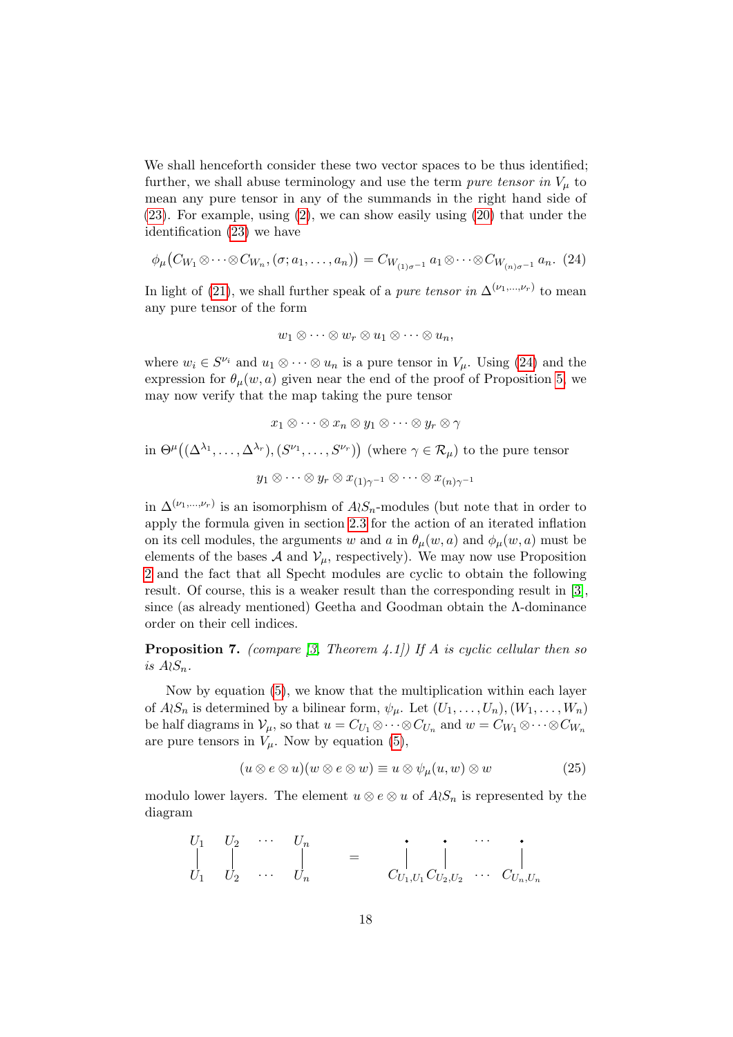We shall henceforth consider these two vector spaces to be thus identified; further, we shall abuse terminology and use the term *pure tensor in* $V_\mu$ to mean any pure tensor in any of the summands in the right hand side of (23). For example, using (2), we can show easily using (20) that under the identification (23) we have

$$\phi_\mu\big(C_{W_1}\otimes\cdots\otimes C_{W_n},(\sigma;a_1,\ldots,a_n)\big) = C_{W_{(1)\sigma^{-1}}}\,a_1\otimes\cdots\otimes C_{W_{(n)\sigma^{-1}}}\,a_n. \quad (24)$$

In light of (21), we shall further speak of a *pure tensor in* $\Delta^{(\nu_1,\ldots,\nu_r)}$ to mean any pure tensor of the form

$$w_1\otimes\cdots\otimes w_r\otimes u_1\otimes\cdots\otimes u_n,$$

where $w_i \in S^{\nu_i}$ and $u_1\otimes\cdots\otimes u_n$ is a pure tensor in $V_\mu$. Using (24) and the expression for $\theta_\mu(w,a)$ given near the end of the proof of Proposition 5, we may now verify that the map taking the pure tensor

$$x_1\otimes\cdots\otimes x_n\otimes y_1\otimes\cdots\otimes y_r\otimes\gamma$$

in $\Theta^\mu\big((\Delta^{\lambda_1},\ldots,\Delta^{\lambda_r}),(S^{\nu_1},\ldots,S^{\nu_r})\big)$ (where $\gamma\in\mathcal{R}_\mu$) to the pure tensor

$$y_1\otimes\cdots\otimes y_r\otimes x_{(1)\gamma^{-1}}\otimes\cdots\otimes x_{(n)\gamma^{-1}}$$

in $\Delta^{(\nu_1,\ldots,\nu_r)}$ is an isomorphism of $A\wr S_n$-modules (but note that in order to apply the formula given in section 2.3 for the action of an iterated inflation on its cell modules, the arguments $w$ and $a$ in $\theta_\mu(w,a)$ and $\phi_\mu(w,a)$ must be elements of the bases $\mathcal{A}$ and $\mathcal{V}_\mu$, respectively). We may now use Proposition 2 and the fact that all Specht modules are cyclic to obtain the following result. Of course, this is a weaker result than the corresponding result in [3], since (as already mentioned) Geetha and Goodman obtain the $\Lambda$-dominance order on their cell indices.

**Proposition 7.** *(compare [3, Theorem 4.1]) If $A$ is cyclic cellular then so is $A\wr S_n$.*

Now by equation (5), we know that the multiplication within each layer of $A\wr S_n$ is determined by a bilinear form, $\psi_\mu$. Let $(U_1,\ldots,U_n),(W_1,\ldots,W_n)$ be half diagrams in $\mathcal{V}_\mu$, so that $u = C_{U_1}\otimes\cdots\otimes C_{U_n}$ and $w = C_{W_1}\otimes\cdots\otimes C_{W_n}$ are pure tensors in $V_\mu$. Now by equation (5),

$$(u\otimes e\otimes u)(w\otimes e\otimes w) \equiv u\otimes\psi_\mu(u,w)\otimes w \quad (25)$$

modulo lower layers. The element $u\otimes e\otimes u$ of $A\wr S_n$ is represented by the diagram

$$\begin{matrix} U_1 & U_2 & \cdots & U_n \\ | & | & & | \\ U_1 & U_2 & \cdots & U_n \end{matrix} \quad = \quad \begin{matrix} \bullet & \bullet & \cdots & \bullet \\ | & | & & | \\ C_{U_1,U_1} & C_{U_2,U_2} & \cdots & C_{U_n,U_n} \end{matrix}$$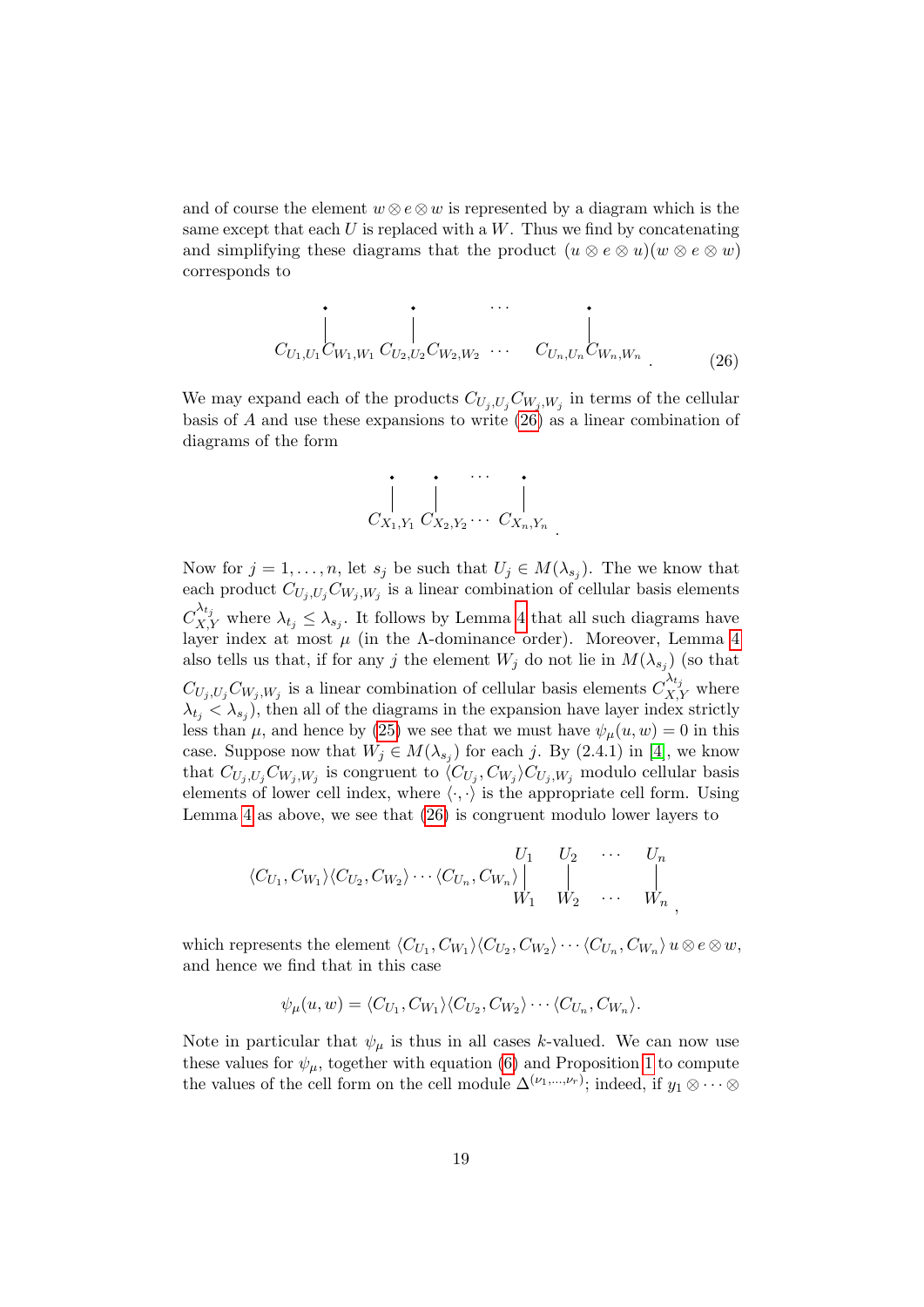and of course the element $w \otimes e \otimes w$ is represented by a diagram which is the same except that each $U$ is replaced with a $W$. Thus we find by concatenating and simplifying these diagrams that the product $(u \otimes e \otimes u)(w \otimes e \otimes w)$ corresponds to

$$\begin{array}{cccc} \bullet & \bullet & \cdots & \bullet \\ \Big| & \Big| & & \Big| \\ C_{U_1,U_1}C_{W_1,W_1} & C_{U_2,U_2}C_{W_2,W_2} & \cdots & C_{U_n,U_n}C_{W_n,W_n} \end{array} . \tag{26}$$

We may expand each of the products $C_{U_j,U_j}C_{W_j,W_j}$ in terms of the cellular basis of $A$ and use these expansions to write (26) as a linear combination of diagrams of the form

$$\begin{array}{cccc} \bullet & \bullet & \cdots & \bullet \\ \Big| & \Big| & & \Big| \\ C_{X_1,Y_1} & C_{X_2,Y_2} & \cdots & C_{X_n,Y_n} \end{array} .$$

Now for $j = 1, \ldots, n$, let $s_j$ be such that $U_j \in M(\lambda_{s_j})$. The we know that each product $C_{U_j,U_j}C_{W_j,W_j}$ is a linear combination of cellular basis elements $C^{\lambda_{t_j}}_{X,Y}$ where $\lambda_{t_j} \leq \lambda_{s_j}$. It follows by Lemma 4 that all such diagrams have layer index at most $\mu$ (in the $\Lambda$-dominance order). Moreover, Lemma 4 also tells us that, if for any $j$ the element $W_j$ do not lie in $M(\lambda_{s_j})$ (so that $C_{U_j,U_j}C_{W_j,W_j}$ is a linear combination of cellular basis elements $C^{\lambda_{t_j}}_{X,Y}$ where $\lambda_{t_j} < \lambda_{s_j}$), then all of the diagrams in the expansion have layer index strictly less than $\mu$, and hence by (25) we see that we must have $\psi_\mu(u, w) = 0$ in this case. Suppose now that $W_j \in M(\lambda_{s_j})$ for each $j$. By (2.4.1) in [4], we know that $C_{U_j,U_j}C_{W_j,W_j}$ is congruent to $\langle C_{U_j}, C_{W_j}\rangle C_{U_j,W_j}$ modulo cellular basis elements of lower cell index, where $\langle \cdot, \cdot \rangle$ is the appropriate cell form. Using Lemma 4 as above, we see that (26) is congruent modulo lower layers to

$$\langle C_{U_1}, C_{W_1}\rangle\langle C_{U_2}, C_{W_2}\rangle \cdots \langle C_{U_n}, C_{W_n}\rangle \begin{array}{cccc} U_1 & U_2 & \cdots & U_n \\ \Big| & \Big| & & \Big| \\ W_1 & W_2 & \cdots & W_n \end{array} ,$$

which represents the element $\langle C_{U_1}, C_{W_1}\rangle\langle C_{U_2}, C_{W_2}\rangle \cdots \langle C_{U_n}, C_{W_n}\rangle\, u \otimes e \otimes w$, and hence we find that in this case

$$\psi_\mu(u, w) = \langle C_{U_1}, C_{W_1}\rangle\langle C_{U_2}, C_{W_2}\rangle \cdots \langle C_{U_n}, C_{W_n}\rangle.$$

Note in particular that $\psi_\mu$ is thus in all cases $k$-valued. We can now use these values for $\psi_\mu$, together with equation (6) and Proposition 1 to compute the values of the cell form on the cell module $\Delta^{(\nu_1,\ldots,\nu_r)}$; indeed, if $y_1 \otimes \cdots \otimes$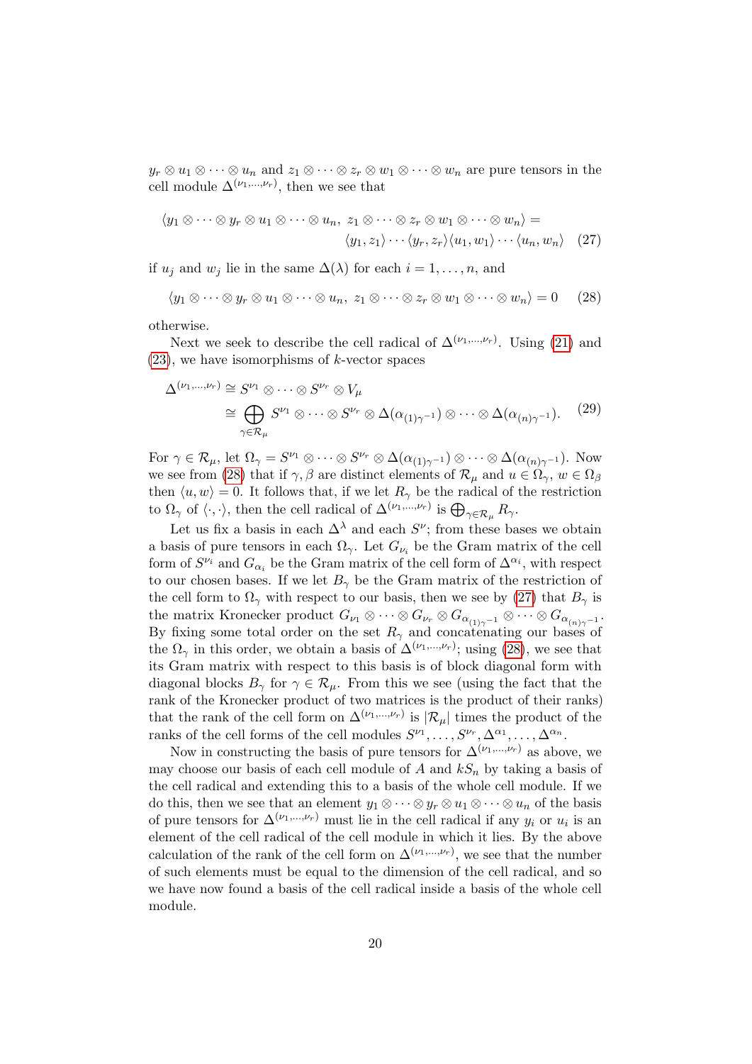$y_r \otimes u_1 \otimes \cdots \otimes u_n$ and $z_1 \otimes \cdots \otimes z_r \otimes w_1 \otimes \cdots \otimes w_n$ are pure tensors in the cell module $\Delta^{(\nu_1,\ldots,\nu_r)}$, then we see that

$$\langle y_1 \otimes \cdots \otimes y_r \otimes u_1 \otimes \cdots \otimes u_n,\ z_1 \otimes \cdots \otimes z_r \otimes w_1 \otimes \cdots \otimes w_n \rangle = \langle y_1, z_1\rangle \cdots \langle y_r, z_r\rangle \langle u_1, w_1\rangle \cdots \langle u_n, w_n\rangle \quad (27)$$

if $u_j$ and $w_j$ lie in the same $\Delta(\lambda)$ for each $i = 1, \ldots, n$, and

$$\langle y_1 \otimes \cdots \otimes y_r \otimes u_1 \otimes \cdots \otimes u_n,\ z_1 \otimes \cdots \otimes z_r \otimes w_1 \otimes \cdots \otimes w_n \rangle = 0 \quad (28)$$

otherwise.

Next we seek to describe the cell radical of $\Delta^{(\nu_1,\ldots,\nu_r)}$. Using (21) and (23), we have isomorphisms of $k$-vector spaces

$$\begin{aligned} \Delta^{(\nu_1,\ldots,\nu_r)} &\cong S^{\nu_1} \otimes \cdots \otimes S^{\nu_r} \otimes V_\mu \\ &\cong \bigoplus_{\gamma \in \mathcal{R}_\mu} S^{\nu_1} \otimes \cdots \otimes S^{\nu_r} \otimes \Delta(\alpha_{(1)\gamma^{-1}}) \otimes \cdots \otimes \Delta(\alpha_{(n)\gamma^{-1}}). \end{aligned} \quad (29)$$

For $\gamma \in \mathcal{R}_\mu$, let $\Omega_\gamma = S^{\nu_1} \otimes \cdots \otimes S^{\nu_r} \otimes \Delta(\alpha_{(1)\gamma^{-1}}) \otimes \cdots \otimes \Delta(\alpha_{(n)\gamma^{-1}})$. Now we see from (28) that if $\gamma, \beta$ are distinct elements of $\mathcal{R}_\mu$ and $u \in \Omega_\gamma$, $w \in \Omega_\beta$ then $\langle u, w\rangle = 0$. It follows that, if we let $R_\gamma$ be the radical of the restriction to $\Omega_\gamma$ of $\langle \cdot, \cdot \rangle$, then the cell radical of $\Delta^{(\nu_1,\ldots,\nu_r)}$ is $\bigoplus_{\gamma \in \mathcal{R}_\mu} R_\gamma$.

Let us fix a basis in each $\Delta^\lambda$ and each $S^\nu$; from these bases we obtain a basis of pure tensors in each $\Omega_\gamma$. Let $G_{\nu_i}$ be the Gram matrix of the cell form of $S^{\nu_i}$ and $G_{\alpha_i}$ be the Gram matrix of the cell form of $\Delta^{\alpha_i}$, with respect to our chosen bases. If we let $B_\gamma$ be the Gram matrix of the restriction of the cell form to $\Omega_\gamma$ with respect to our basis, then we see by (27) that $B_\gamma$ is the matrix Kronecker product $G_{\nu_1} \otimes \cdots \otimes G_{\nu_r} \otimes G_{\alpha_{(1)\gamma^{-1}}} \otimes \cdots \otimes G_{\alpha_{(n)\gamma^{-1}}}$. By fixing some total order on the set $R_\gamma$ and concatenating our bases of the $\Omega_\gamma$ in this order, we obtain a basis of $\Delta^{(\nu_1,\ldots,\nu_r)}$; using (28), we see that its Gram matrix with respect to this basis is of block diagonal form with diagonal blocks $B_\gamma$ for $\gamma \in \mathcal{R}_\mu$. From this we see (using the fact that the rank of the Kronecker product of two matrices is the product of their ranks) that the rank of the cell form on $\Delta^{(\nu_1,\ldots,\nu_r)}$ is $|\mathcal{R}_\mu|$ times the product of the ranks of the cell forms of the cell modules $S^{\nu_1}, \ldots, S^{\nu_r}, \Delta^{\alpha_1}, \ldots, \Delta^{\alpha_n}$.

Now in constructing the basis of pure tensors for $\Delta^{(\nu_1,\ldots,\nu_r)}$ as above, we may choose our basis of each cell module of $A$ and $kS_n$ by taking a basis of the cell radical and extending this to a basis of the whole cell module. If we do this, then we see that an element $y_1 \otimes \cdots \otimes y_r \otimes u_1 \otimes \cdots \otimes u_n$ of the basis of pure tensors for $\Delta^{(\nu_1,\ldots,\nu_r)}$ must lie in the cell radical if any $y_i$ or $u_i$ is an element of the cell radical of the cell module in which it lies. By the above calculation of the rank of the cell form on $\Delta^{(\nu_1,\ldots,\nu_r)}$, we see that the number of such elements must be equal to the dimension of the cell radical, and so we have now found a basis of the cell radical inside a basis of the whole cell module.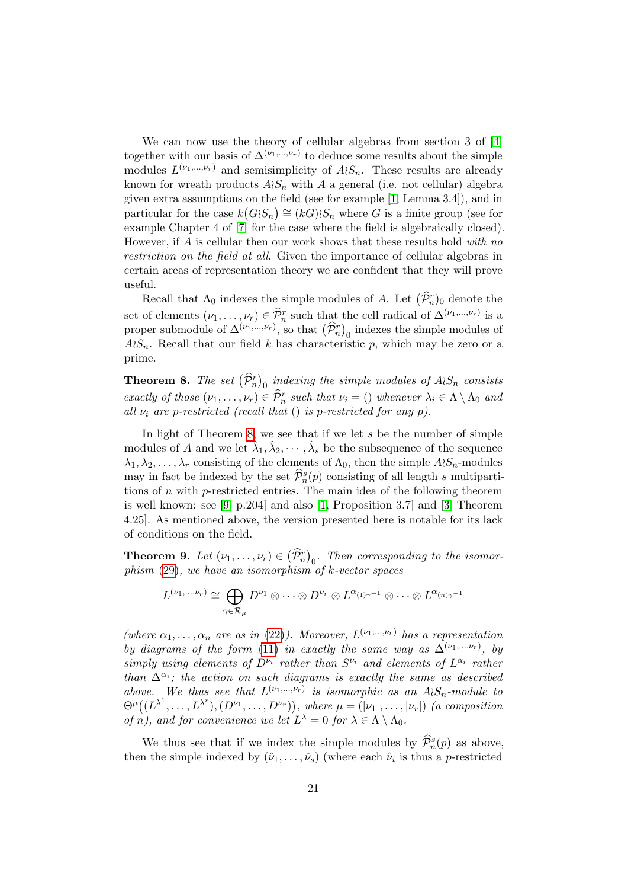We can now use the theory of cellular algebras from section 3 of [4] together with our basis of $\Delta^{(\nu_1,\dots,\nu_r)}$ to deduce some results about the simple modules $L^{(\nu_1,\dots,\nu_r)}$ and semisimplicity of $A\wr S_n$. These results are already known for wreath products $A\wr S_n$ with $A$ a general (i.e. not cellular) algebra given extra assumptions on the field (see for example [1, Lemma 3.4]), and in particular for the case $k(G\wr S_n) \cong (kG)\wr S_n$ where $G$ is a finite group (see for example Chapter 4 of [7] for the case where the field is algebraically closed). However, if $A$ is cellular then our work shows that these results hold *with no restriction on the field at all*. Given the importance of cellular algebras in certain areas of representation theory we are confident that they will prove useful.

Recall that $\Lambda_0$ indexes the simple modules of $A$. Let $\big(\widehat{\mathcal{P}}^r_n\big)_0$ denote the set of elements $(\nu_1,\dots,\nu_r) \in \widehat{\mathcal{P}}^r_n$ such that the cell radical of $\Delta^{(\nu_1,\dots,\nu_r)}$ is a proper submodule of $\Delta^{(\nu_1,\dots,\nu_r)}$, so that $\big(\widehat{\mathcal{P}}^r_n\big)_0$ indexes the simple modules of $A\wr S_n$. Recall that our field $k$ has characteristic $p$, which may be zero or a prime.

**Theorem 8.** *The set $\big(\widehat{\mathcal{P}}^r_n\big)_0$ indexing the simple modules of $A\wr S_n$ consists exactly of those $(\nu_1,\dots,\nu_r) \in \widehat{\mathcal{P}}^r_n$ such that $\nu_i = ()$ whenever $\lambda_i \in \Lambda \setminus \Lambda_0$ and all $\nu_i$ are $p$-restricted (recall that $()$ is $p$-restricted for any $p$).*

In light of Theorem 8, we see that if we let $s$ be the number of simple modules of $A$ and we let $\hat{\lambda}_1, \hat{\lambda}_2, \cdots, \hat{\lambda}_s$ be the subsequence of the sequence $\lambda_1, \lambda_2, \dots, \lambda_r$ consisting of the elements of $\Lambda_0$, then the simple $A\wr S_n$-modules may in fact be indexed by the set $\widehat{\mathcal{P}}^s_n(p)$ consisting of all length $s$ multipartitions of $n$ with $p$-restricted entries. The main idea of the following theorem is well known: see [9, p.204] and also [1, Proposition 3.7] and [3, Theorem 4.25]. As mentioned above, the version presented here is notable for its lack of conditions on the field.

**Theorem 9.** *Let $(\nu_1,\dots,\nu_r) \in \big(\widehat{\mathcal{P}}^r_n\big)_0$. Then corresponding to the isomorphism (29), we have an isomorphism of $k$-vector spaces*

$$L^{(\nu_1,\dots,\nu_r)} \cong \bigoplus_{\gamma \in \mathcal{R}_\mu} D^{\nu_1} \otimes \cdots \otimes D^{\nu_r} \otimes L^{\alpha_{(1)\gamma^{-1}}} \otimes \cdots \otimes L^{\alpha_{(n)\gamma^{-1}}}$$

*(where $\alpha_1,\dots,\alpha_n$ are as in (22)). Moreover, $L^{(\nu_1,\dots,\nu_r)}$ has a representation by diagrams of the form (11) in exactly the same way as $\Delta^{(\nu_1,\dots,\nu_r)}$, by simply using elements of $D^{\nu_i}$ rather than $S^{\nu_i}$ and elements of $L^{\alpha_i}$ rather than $\Delta^{\alpha_i}$; the action on such diagrams is exactly the same as described above. We thus see that $L^{(\nu_1,\dots,\nu_r)}$ is isomorphic as an $A\wr S_n$-module to $\Theta^\mu\big((L^{\lambda^1},\dots,L^{\lambda^r}),(D^{\nu_1},\dots,D^{\nu_r})\big)$, where $\mu = (|\nu_1|,\dots,|\nu_r|)$ (a composition of $n$), and for convenience we let $L^\lambda = 0$ for $\lambda \in \Lambda \setminus \Lambda_0$.*

We thus see that if we index the simple modules by $\widehat{\mathcal{P}}^s_n(p)$ as above, then the simple indexed by $(\hat{\nu}_1,\dots,\hat{\nu}_s)$ (where each $\hat{\nu}_i$ is thus a $p$-restricted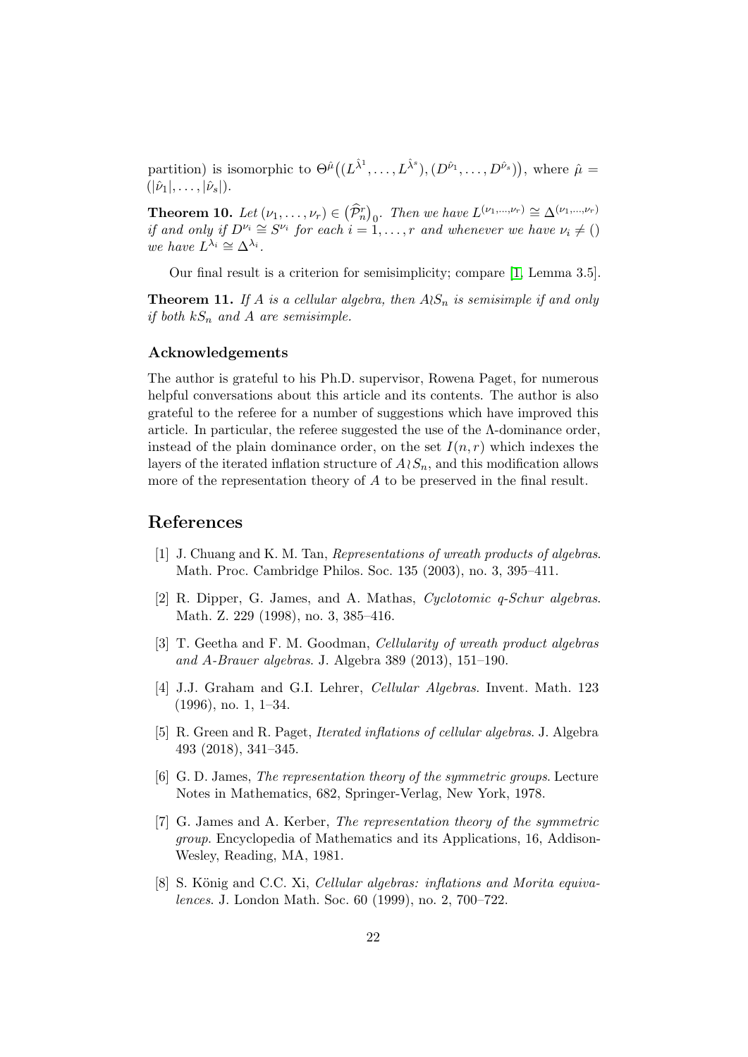partition) is isomorphic to $\Theta^{\hat{\mu}}\big((L^{\hat{\lambda}^1}, \dots, L^{\hat{\lambda}^s}), (D^{\hat{\nu}_1}, \dots, D^{\hat{\nu}_s})\big)$, where $\hat{\mu} = (|\hat{\nu}_1|, \dots, |\hat{\nu}_s|)$.

**Theorem 10.** *Let $(\nu_1, \dots, \nu_r) \in \big(\widehat{\mathcal{P}}_n^r\big)_0$. Then we have $L^{(\nu_1,\dots,\nu_r)} \cong \Delta^{(\nu_1,\dots,\nu_r)}$ if and only if $D^{\nu_i} \cong S^{\nu_i}$ for each $i = 1, \dots, r$ and whenever we have $\nu_i \neq ()$ we have $L^{\lambda_i} \cong \Delta^{\lambda_i}$.*

Our final result is a criterion for semisimplicity; compare [1, Lemma 3.5].

**Theorem 11.** *If $A$ is a cellular algebra, then $A \wr S_n$ is semisimple if and only if both $kS_n$ and $A$ are semisimple.*

### Acknowledgements

The author is grateful to his Ph.D. supervisor, Rowena Paget, for numerous helpful conversations about this article and its contents. The author is also grateful to the referee for a number of suggestions which have improved this article. In particular, the referee suggested the use of the $\Lambda$-dominance order, instead of the plain dominance order, on the set $I(n, r)$ which indexes the layers of the iterated inflation structure of $A \wr S_n$, and this modification allows more of the representation theory of $A$ to be preserved in the final result.

## References

[1] J. Chuang and K. M. Tan, *Representations of wreath products of algebras*. Math. Proc. Cambridge Philos. Soc. 135 (2003), no. 3, 395–411.

[2] R. Dipper, G. James, and A. Mathas, *Cyclotomic q-Schur algebras*. Math. Z. 229 (1998), no. 3, 385–416.

[3] T. Geetha and F. M. Goodman, *Cellularity of wreath product algebras and A-Brauer algebras*. J. Algebra 389 (2013), 151–190.

[4] J.J. Graham and G.I. Lehrer, *Cellular Algebras*. Invent. Math. 123 (1996), no. 1, 1–34.

[5] R. Green and R. Paget, *Iterated inflations of cellular algebras*. J. Algebra 493 (2018), 341–345.

[6] G. D. James, *The representation theory of the symmetric groups*. Lecture Notes in Mathematics, 682, Springer-Verlag, New York, 1978.

[7] G. James and A. Kerber, *The representation theory of the symmetric group*. Encyclopedia of Mathematics and its Applications, 16, Addison-Wesley, Reading, MA, 1981.

[8] S. König and C.C. Xi, *Cellular algebras: inflations and Morita equivalences*. J. London Math. Soc. 60 (1999), no. 2, 700–722.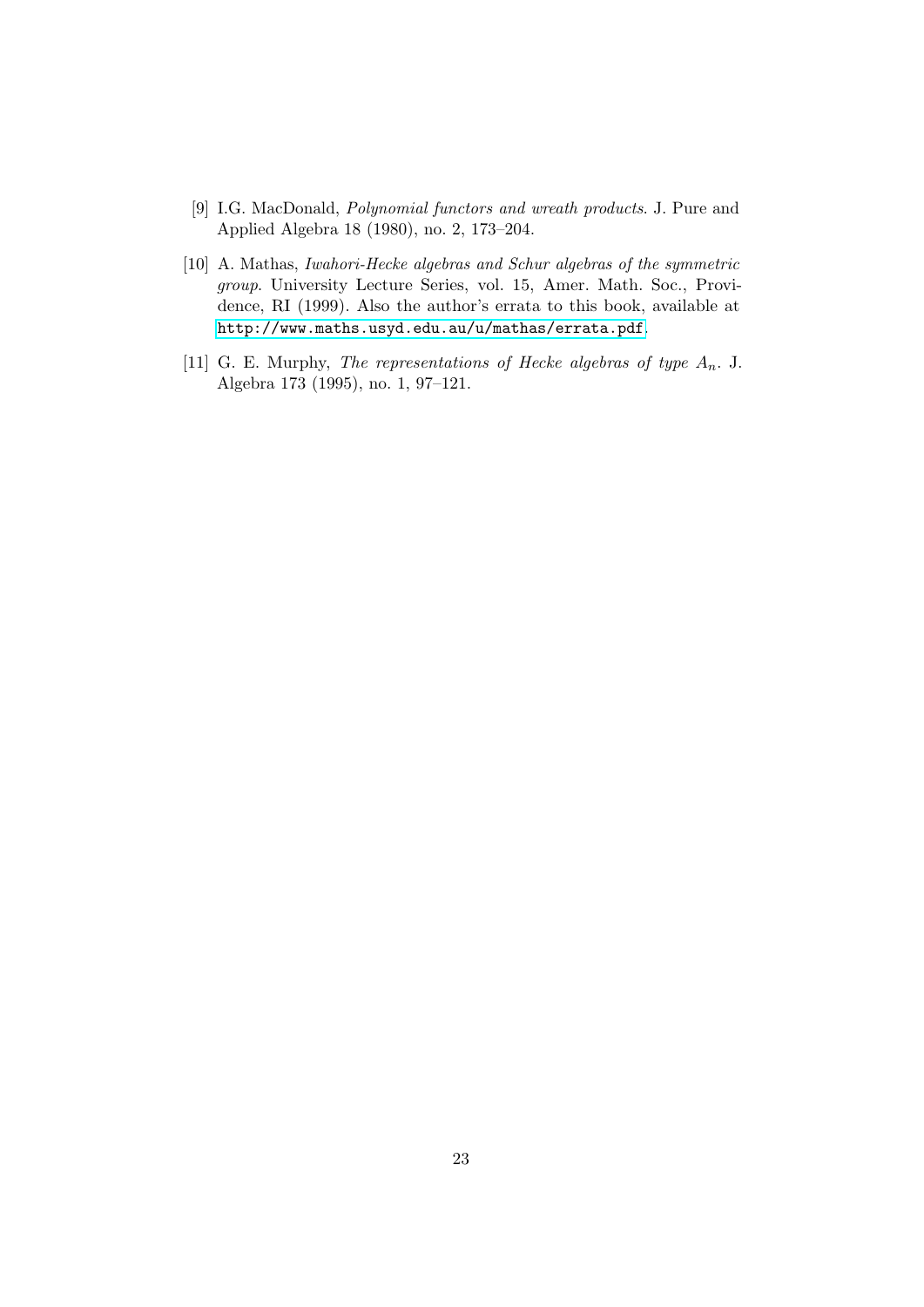[9] I.G. MacDonald, *Polynomial functors and wreath products*. J. Pure and Applied Algebra 18 (1980), no. 2, 173–204.

[10] A. Mathas, *Iwahori-Hecke algebras and Schur algebras of the symmetric group*. University Lecture Series, vol. 15, Amer. Math. Soc., Providence, RI (1999). Also the author's errata to this book, available at http://www.maths.usyd.edu.au/u/mathas/errata.pdf.

[11] G. E. Murphy, *The representations of Hecke algebras of type $A_n$*. J. Algebra 173 (1995), no. 1, 97–121.